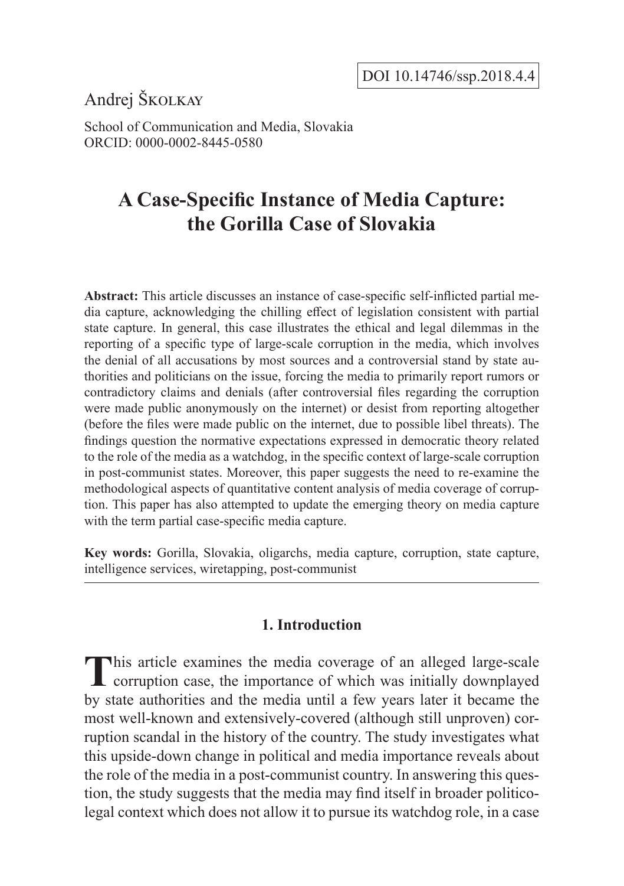DOI 10.14746/ssp.2018.4.4

Andrej Školkay

School of Communication and Media, Slovakia
ORCID: 0000-0002-8445-0580

# A Case-Specific Instance of Media Capture: the Gorilla Case of Slovakia

**Abstract:** This article discusses an instance of case-specific self-inflicted partial media capture, acknowledging the chilling effect of legislation consistent with partial state capture. In general, this case illustrates the ethical and legal dilemmas in the reporting of a specific type of large-scale corruption in the media, which involves the denial of all accusations by most sources and a controversial stand by state authorities and politicians on the issue, forcing the media to primarily report rumors or contradictory claims and denials (after controversial files regarding the corruption were made public anonymously on the internet) or desist from reporting altogether (before the files were made public on the internet, due to possible libel threats). The findings question the normative expectations expressed in democratic theory related to the role of the media as a watchdog, in the specific context of large-scale corruption in post-communist states. Moreover, this paper suggests the need to re-examine the methodological aspects of quantitative content analysis of media coverage of corruption. This paper has also attempted to update the emerging theory on media capture with the term partial case-specific media capture.

**Key words:** Gorilla, Slovakia, oligarchs, media capture, corruption, state capture, intelligence services, wiretapping, post-communist

## 1. Introduction

This article examines the media coverage of an alleged large-scale corruption case, the importance of which was initially downplayed by state authorities and the media until a few years later it became the most well-known and extensively-covered (although still unproven) corruption scandal in the history of the country. The study investigates what this upside-down change in political and media importance reveals about the role of the media in a post-communist country. In answering this question, the study suggests that the media may find itself in broader politico-legal context which does not allow it to pursue its watchdog role, in a case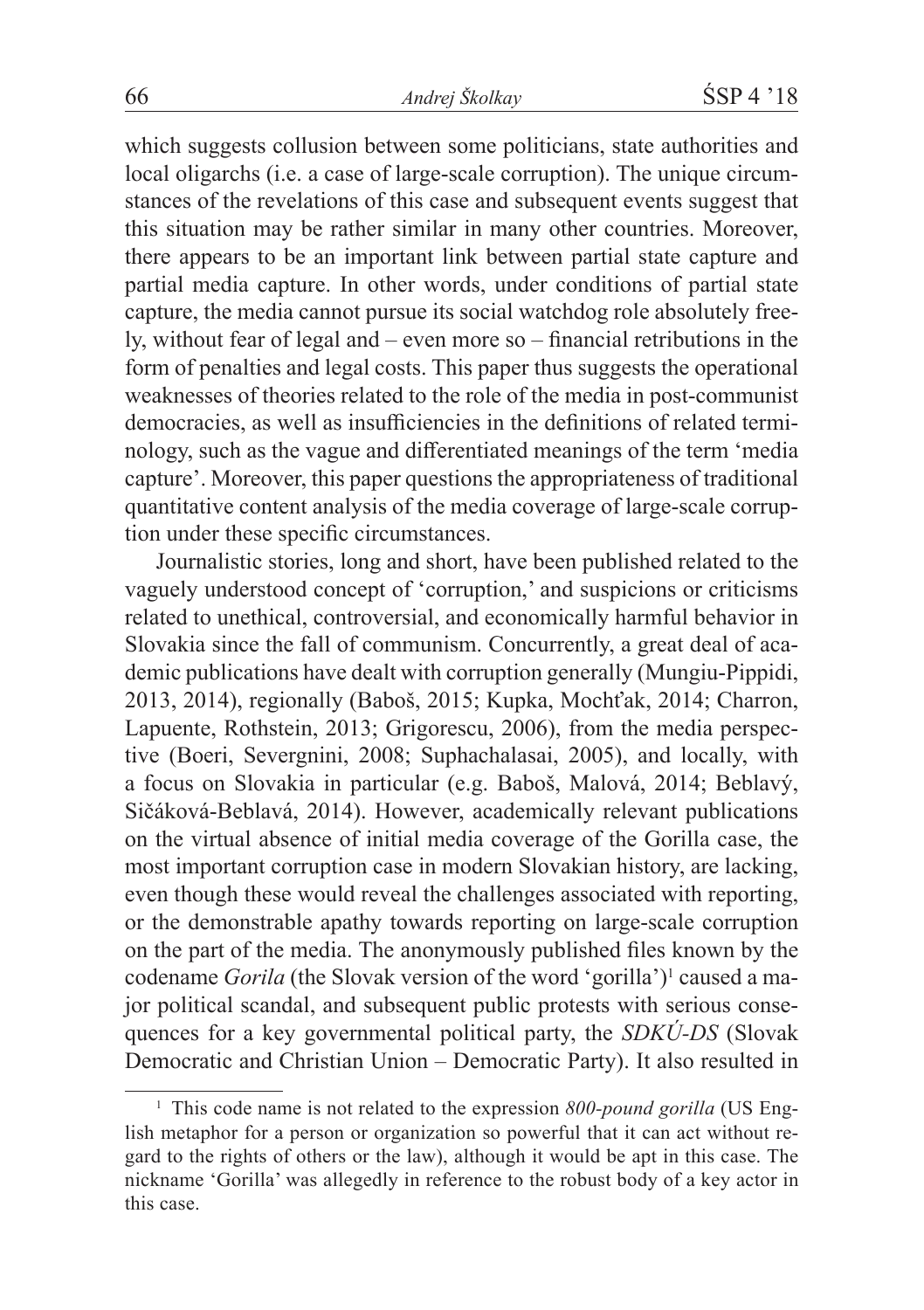which suggests collusion between some politicians, state authorities and local oligarchs (i.e. a case of large-scale corruption). The unique circumstances of the revelations of this case and subsequent events suggest that this situation may be rather similar in many other countries. Moreover, there appears to be an important link between partial state capture and partial media capture. In other words, under conditions of partial state capture, the media cannot pursue its social watchdog role absolutely freely, without fear of legal and – even more so – financial retributions in the form of penalties and legal costs. This paper thus suggests the operational weaknesses of theories related to the role of the media in post-communist democracies, as well as insufficiencies in the definitions of related terminology, such as the vague and differentiated meanings of the term 'media capture'. Moreover, this paper questions the appropriateness of traditional quantitative content analysis of the media coverage of large-scale corruption under these specific circumstances.

Journalistic stories, long and short, have been published related to the vaguely understood concept of 'corruption,' and suspicions or criticisms related to unethical, controversial, and economically harmful behavior in Slovakia since the fall of communism. Concurrently, a great deal of academic publications have dealt with corruption generally (Mungiu-Pippidi, 2013, 2014), regionally (Baboš, 2015; Kupka, Mochťak, 2014; Charron, Lapuente, Rothstein, 2013; Grigorescu, 2006), from the media perspective (Boeri, Severgnini, 2008; Suphachalasai, 2005), and locally, with a focus on Slovakia in particular (e.g. Baboš, Malová, 2014; Beblavý, Sičáková-Beblavá, 2014). However, academically relevant publications on the virtual absence of initial media coverage of the Gorilla case, the most important corruption case in modern Slovakian history, are lacking, even though these would reveal the challenges associated with reporting, or the demonstrable apathy towards reporting on large-scale corruption on the part of the media. The anonymously published files known by the codename *Gorila* (the Slovak version of the word 'gorilla')[1] caused a major political scandal, and subsequent public protests with serious consequences for a key governmental political party, the *SDKÚ-DS* (Slovak Democratic and Christian Union – Democratic Party). It also resulted in

[1] This code name is not related to the expression *800-pound gorilla* (US English metaphor for a person or organization so powerful that it can act without regard to the rights of others or the law), although it would be apt in this case. The nickname 'Gorilla' was allegedly in reference to the robust body of a key actor in this case.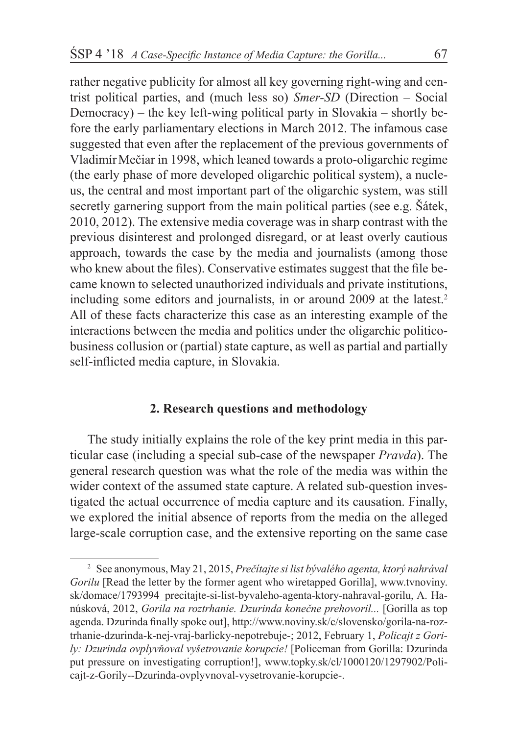rather negative publicity for almost all key governing right-wing and centrist political parties, and (much less so) *Smer-SD* (Direction – Social Democracy) – the key left-wing political party in Slovakia – shortly before the early parliamentary elections in March 2012. The infamous case suggested that even after the replacement of the previous governments of Vladimír Mečiar in 1998, which leaned towards a proto-oligarchic regime (the early phase of more developed oligarchic political system), a nucleus, the central and most important part of the oligarchic system, was still secretly garnering support from the main political parties (see e.g. Šátek, 2010, 2012). The extensive media coverage was in sharp contrast with the previous disinterest and prolonged disregard, or at least overly cautious approach, towards the case by the media and journalists (among those who knew about the files). Conservative estimates suggest that the file became known to selected unauthorized individuals and private institutions, including some editors and journalists, in or around 2009 at the latest.[2] All of these facts characterize this case as an interesting example of the interactions between the media and politics under the oligarchic politico-business collusion or (partial) state capture, as well as partial and partially self-inflicted media capture, in Slovakia.

## 2. Research questions and methodology

The study initially explains the role of the key print media in this particular case (including a special sub-case of the newspaper *Pravda*). The general research question was what the role of the media was within the wider context of the assumed state capture. A related sub-question investigated the actual occurrence of media capture and its causation. Finally, we explored the initial absence of reports from the media on the alleged large-scale corruption case, and the extensive reporting on the same case

---

[2] See anonymous, May 21, 2015, *Prečítajte si list bývalého agenta, ktorý nahrával Gorilu* [Read the letter by the former agent who wiretapped Gorilla], www.tvnoviny.sk/domace/1793994_precitajte-si-list-byvaleho-agenta-ktory-nahraval-gorilu, A. Hanúsková, 2012, *Gorila na roztrhanie. Dzurinda konečne prehovoril...* [Gorilla as top agenda. Dzurinda finally spoke out], http://www.noviny.sk/c/slovensko/gorila-na-roztrhanie-dzurinda-k-nej-vraj-barlicky-nepotrebuje-; 2012, February 1, *Policajt z Gorily: Dzurinda ovplyvňoval vyšetrovanie korupcie!* [Policeman from Gorilla: Dzurinda put pressure on investigating corruption!], www.topky.sk/cl/1000120/1297902/Policajt-z-Gorily--Dzurinda-ovplyvnoval-vysetrovanie-korupcie-.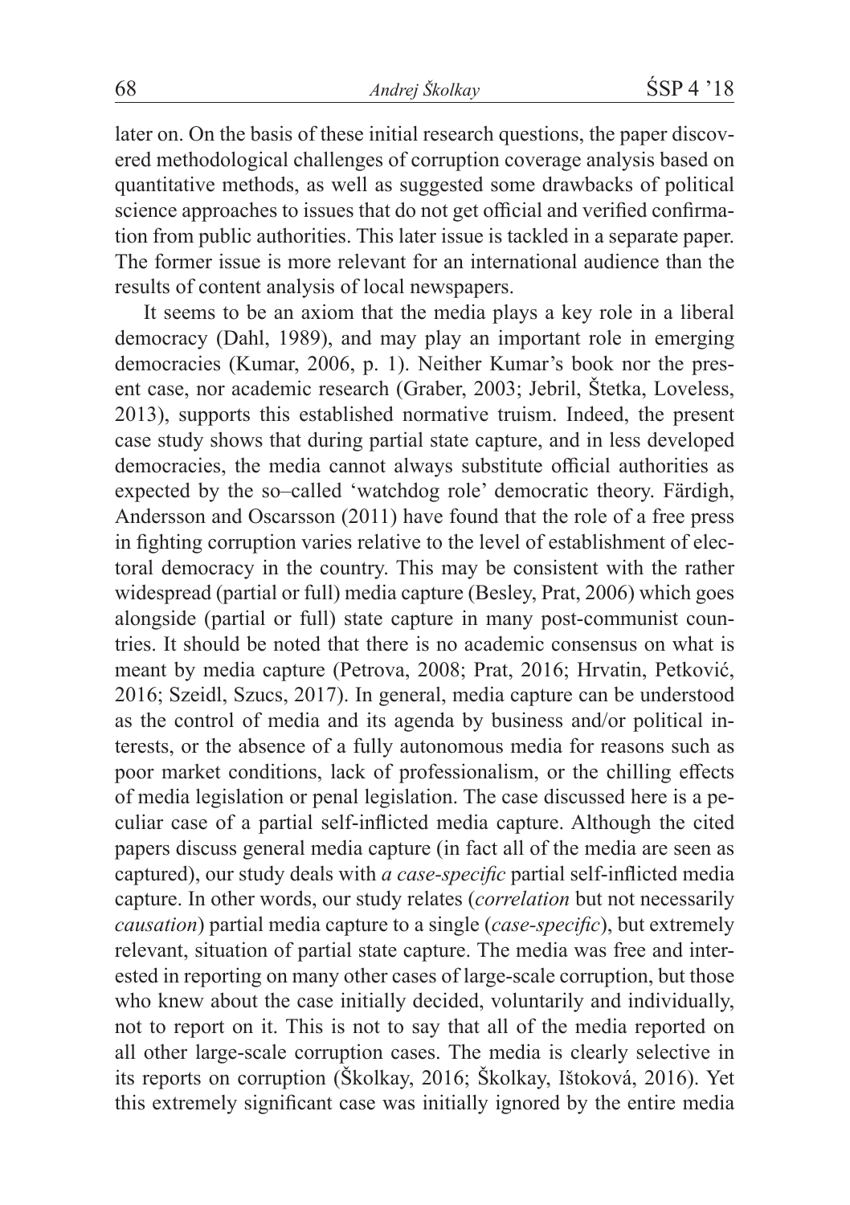later on. On the basis of these initial research questions, the paper discovered methodological challenges of corruption coverage analysis based on quantitative methods, as well as suggested some drawbacks of political science approaches to issues that do not get official and verified confirmation from public authorities. This later issue is tackled in a separate paper. The former issue is more relevant for an international audience than the results of content analysis of local newspapers.

It seems to be an axiom that the media plays a key role in a liberal democracy (Dahl, 1989), and may play an important role in emerging democracies (Kumar, 2006, p. 1). Neither Kumar's book nor the present case, nor academic research (Graber, 2003; Jebril, Štetka, Loveless, 2013), supports this established normative truism. Indeed, the present case study shows that during partial state capture, and in less developed democracies, the media cannot always substitute official authorities as expected by the so–called 'watchdog role' democratic theory. Färdigh, Andersson and Oscarsson (2011) have found that the role of a free press in fighting corruption varies relative to the level of establishment of electoral democracy in the country. This may be consistent with the rather widespread (partial or full) media capture (Besley, Prat, 2006) which goes alongside (partial or full) state capture in many post-communist countries. It should be noted that there is no academic consensus on what is meant by media capture (Petrova, 2008; Prat, 2016; Hrvatin, Petković, 2016; Szeidl, Szucs, 2017). In general, media capture can be understood as the control of media and its agenda by business and/or political interests, or the absence of a fully autonomous media for reasons such as poor market conditions, lack of professionalism, or the chilling effects of media legislation or penal legislation. The case discussed here is a peculiar case of a partial self-inflicted media capture. Although the cited papers discuss general media capture (in fact all of the media are seen as captured), our study deals with *a case-specific* partial self-inflicted media capture. In other words, our study relates (*correlation* but not necessarily *causation*) partial media capture to a single (*case-specific*), but extremely relevant, situation of partial state capture. The media was free and interested in reporting on many other cases of large-scale corruption, but those who knew about the case initially decided, voluntarily and individually, not to report on it. This is not to say that all of the media reported on all other large-scale corruption cases. The media is clearly selective in its reports on corruption (Školkay, 2016; Školkay, Ištoková, 2016). Yet this extremely significant case was initially ignored by the entire media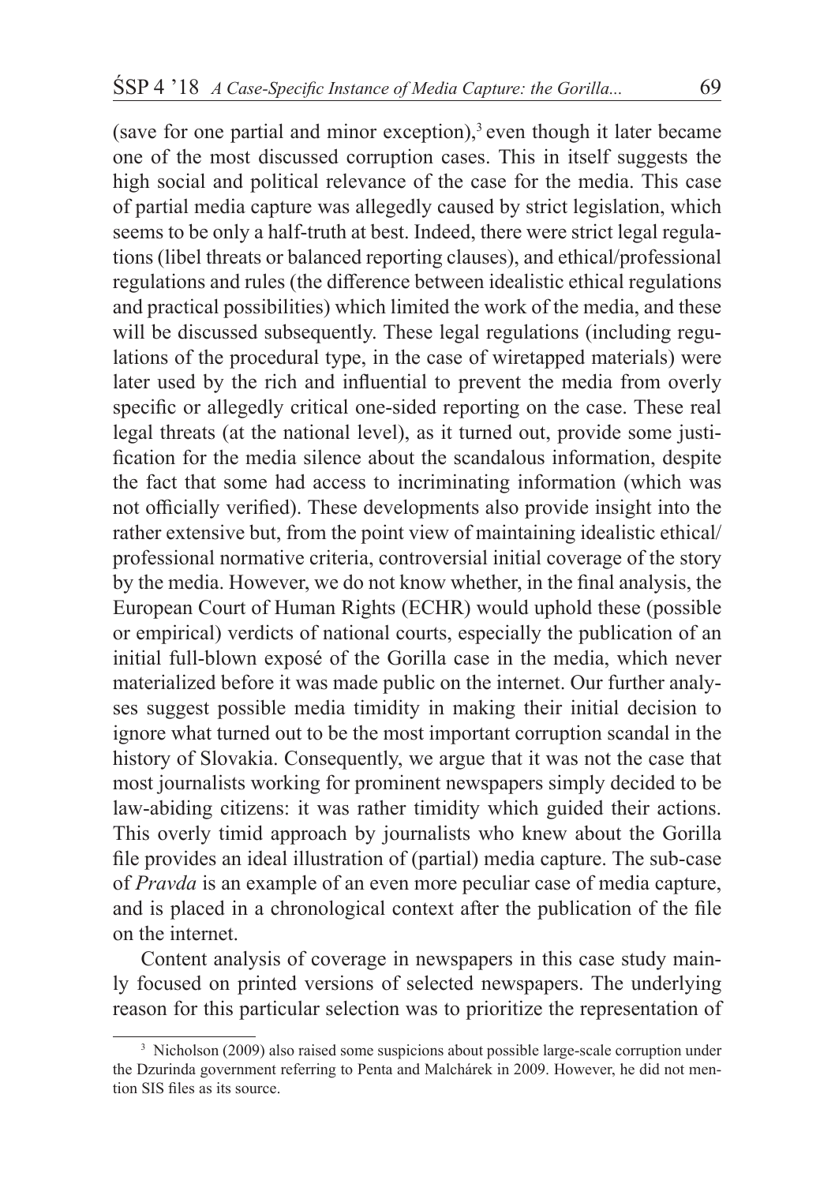(save for one partial and minor exception),[3] even though it later became one of the most discussed corruption cases. This in itself suggests the high social and political relevance of the case for the media. This case of partial media capture was allegedly caused by strict legislation, which seems to be only a half-truth at best. Indeed, there were strict legal regulations (libel threats or balanced reporting clauses), and ethical/professional regulations and rules (the difference between idealistic ethical regulations and practical possibilities) which limited the work of the media, and these will be discussed subsequently. These legal regulations (including regulations of the procedural type, in the case of wiretapped materials) were later used by the rich and influential to prevent the media from overly specific or allegedly critical one-sided reporting on the case. These real legal threats (at the national level), as it turned out, provide some justification for the media silence about the scandalous information, despite the fact that some had access to incriminating information (which was not officially verified). These developments also provide insight into the rather extensive but, from the point view of maintaining idealistic ethical/professional normative criteria, controversial initial coverage of the story by the media. However, we do not know whether, in the final analysis, the European Court of Human Rights (ECHR) would uphold these (possible or empirical) verdicts of national courts, especially the publication of an initial full-blown exposé of the Gorilla case in the media, which never materialized before it was made public on the internet. Our further analyses suggest possible media timidity in making their initial decision to ignore what turned out to be the most important corruption scandal in the history of Slovakia. Consequently, we argue that it was not the case that most journalists working for prominent newspapers simply decided to be law-abiding citizens: it was rather timidity which guided their actions. This overly timid approach by journalists who knew about the Gorilla file provides an ideal illustration of (partial) media capture. The sub-case of *Pravda* is an example of an even more peculiar case of media capture, and is placed in a chronological context after the publication of the file on the internet.

Content analysis of coverage in newspapers in this case study mainly focused on printed versions of selected newspapers. The underlying reason for this particular selection was to prioritize the representation of

[3] Nicholson (2009) also raised some suspicions about possible large-scale corruption under the Dzurinda government referring to Penta and Malchárek in 2009. However, he did not mention SIS files as its source.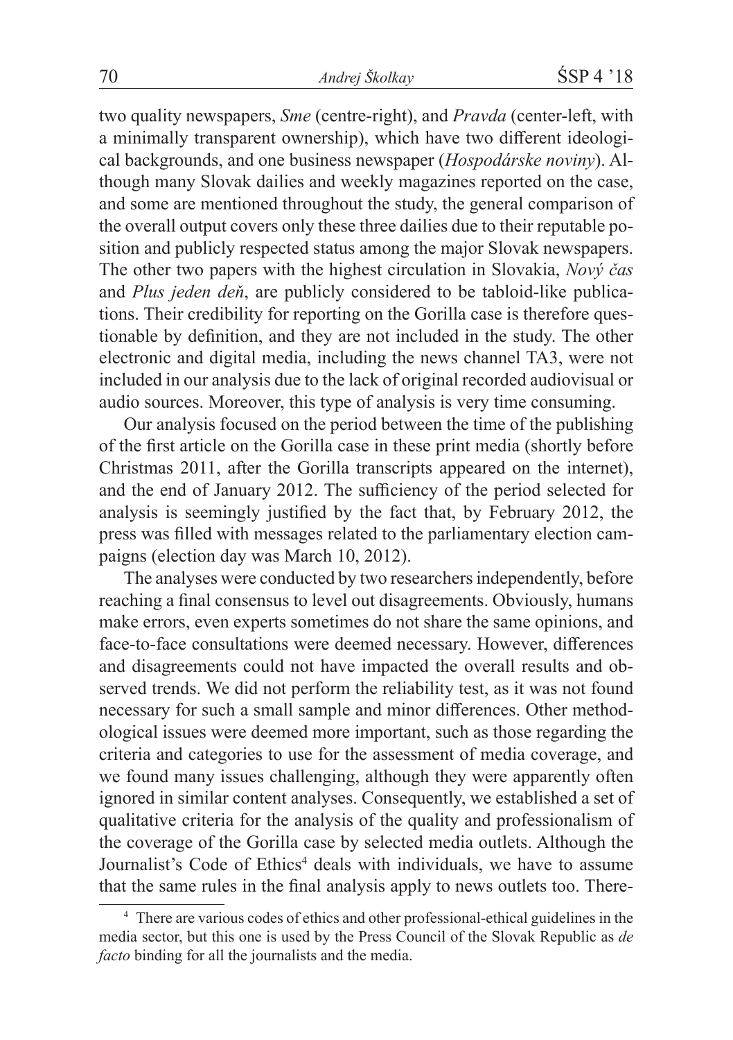two quality newspapers, *Sme* (centre-right), and *Pravda* (center-left, with a minimally transparent ownership), which have two different ideological backgrounds, and one business newspaper (*Hospodárske noviny*). Although many Slovak dailies and weekly magazines reported on the case, and some are mentioned throughout the study, the general comparison of the overall output covers only these three dailies due to their reputable position and publicly respected status among the major Slovak newspapers. The other two papers with the highest circulation in Slovakia, *Nový čas* and *Plus jeden deň*, are publicly considered to be tabloid-like publications. Their credibility for reporting on the Gorilla case is therefore questionable by definition, and they are not included in the study. The other electronic and digital media, including the news channel TA3, were not included in our analysis due to the lack of original recorded audiovisual or audio sources. Moreover, this type of analysis is very time consuming.

Our analysis focused on the period between the time of the publishing of the first article on the Gorilla case in these print media (shortly before Christmas 2011, after the Gorilla transcripts appeared on the internet), and the end of January 2012. The sufficiency of the period selected for analysis is seemingly justified by the fact that, by February 2012, the press was filled with messages related to the parliamentary election campaigns (election day was March 10, 2012).

The analyses were conducted by two researchers independently, before reaching a final consensus to level out disagreements. Obviously, humans make errors, even experts sometimes do not share the same opinions, and face-to-face consultations were deemed necessary. However, differences and disagreements could not have impacted the overall results and observed trends. We did not perform the reliability test, as it was not found necessary for such a small sample and minor differences. Other methodological issues were deemed more important, such as those regarding the criteria and categories to use for the assessment of media coverage, and we found many issues challenging, although they were apparently often ignored in similar content analyses. Consequently, we established a set of qualitative criteria for the analysis of the quality and professionalism of the coverage of the Gorilla case by selected media outlets. Although the Journalist's Code of Ethics[4] deals with individuals, we have to assume that the same rules in the final analysis apply to news outlets too. There-

[4] There are various codes of ethics and other professional-ethical guidelines in the media sector, but this one is used by the Press Council of the Slovak Republic as *de facto* binding for all the journalists and the media.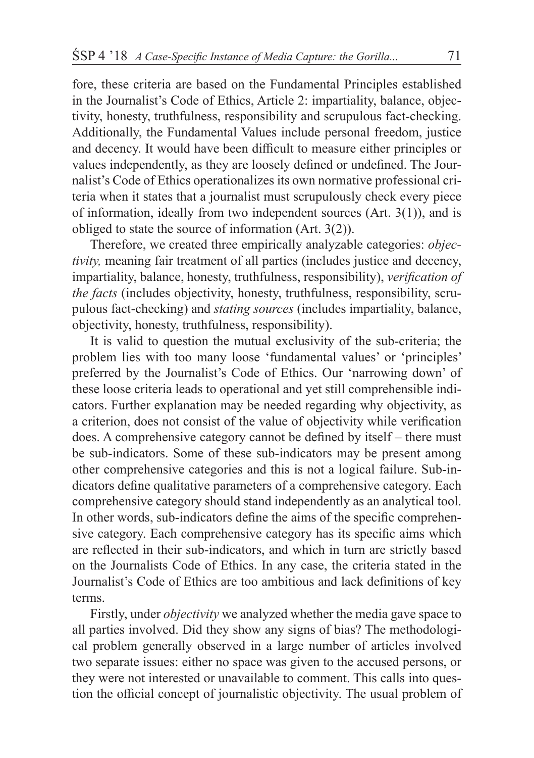fore, these criteria are based on the Fundamental Principles established in the Journalist's Code of Ethics, Article 2: impartiality, balance, objectivity, honesty, truthfulness, responsibility and scrupulous fact-checking. Additionally, the Fundamental Values include personal freedom, justice and decency. It would have been difficult to measure either principles or values independently, as they are loosely defined or undefined. The Journalist's Code of Ethics operationalizes its own normative professional criteria when it states that a journalist must scrupulously check every piece of information, ideally from two independent sources (Art. 3(1)), and is obliged to state the source of information (Art. 3(2)).

Therefore, we created three empirically analyzable categories: *objectivity,* meaning fair treatment of all parties (includes justice and decency, impartiality, balance, honesty, truthfulness, responsibility), *verification of the facts* (includes objectivity, honesty, truthfulness, responsibility, scrupulous fact-checking) and *stating sources* (includes impartiality, balance, objectivity, honesty, truthfulness, responsibility).

It is valid to question the mutual exclusivity of the sub-criteria; the problem lies with too many loose 'fundamental values' or 'principles' preferred by the Journalist's Code of Ethics. Our 'narrowing down' of these loose criteria leads to operational and yet still comprehensible indicators. Further explanation may be needed regarding why objectivity, as a criterion, does not consist of the value of objectivity while verification does. A comprehensive category cannot be defined by itself – there must be sub-indicators. Some of these sub-indicators may be present among other comprehensive categories and this is not a logical failure. Sub-indicators define qualitative parameters of a comprehensive category. Each comprehensive category should stand independently as an analytical tool. In other words, sub-indicators define the aims of the specific comprehensive category. Each comprehensive category has its specific aims which are reflected in their sub-indicators, and which in turn are strictly based on the Journalists Code of Ethics. In any case, the criteria stated in the Journalist's Code of Ethics are too ambitious and lack definitions of key terms.

Firstly, under *objectivity* we analyzed whether the media gave space to all parties involved. Did they show any signs of bias? The methodological problem generally observed in a large number of articles involved two separate issues: either no space was given to the accused persons, or they were not interested or unavailable to comment. This calls into question the official concept of journalistic objectivity. The usual problem of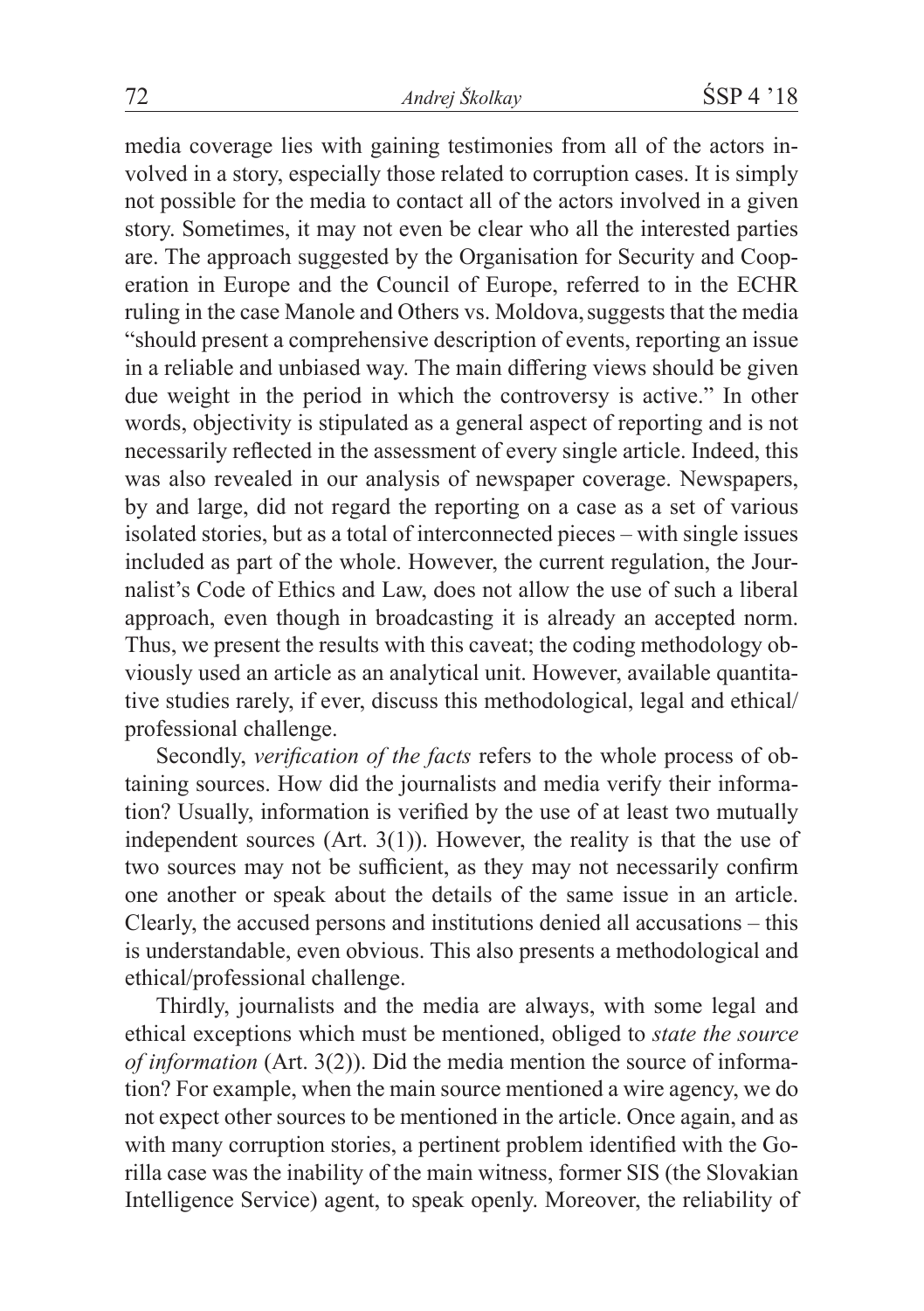media coverage lies with gaining testimonies from all of the actors involved in a story, especially those related to corruption cases. It is simply not possible for the media to contact all of the actors involved in a given story. Sometimes, it may not even be clear who all the interested parties are. The approach suggested by the Organisation for Security and Cooperation in Europe and the Council of Europe, referred to in the ECHR ruling in the case Manole and Others vs. Moldova, suggests that the media "should present a comprehensive description of events, reporting an issue in a reliable and unbiased way. The main differing views should be given due weight in the period in which the controversy is active." In other words, objectivity is stipulated as a general aspect of reporting and is not necessarily reflected in the assessment of every single article. Indeed, this was also revealed in our analysis of newspaper coverage. Newspapers, by and large, did not regard the reporting on a case as a set of various isolated stories, but as a total of interconnected pieces – with single issues included as part of the whole. However, the current regulation, the Journalist's Code of Ethics and Law, does not allow the use of such a liberal approach, even though in broadcasting it is already an accepted norm. Thus, we present the results with this caveat; the coding methodology obviously used an article as an analytical unit. However, available quantitative studies rarely, if ever, discuss this methodological, legal and ethical/professional challenge.

Secondly, *verification of the facts* refers to the whole process of obtaining sources. How did the journalists and media verify their information? Usually, information is verified by the use of at least two mutually independent sources (Art. 3(1)). However, the reality is that the use of two sources may not be sufficient, as they may not necessarily confirm one another or speak about the details of the same issue in an article. Clearly, the accused persons and institutions denied all accusations – this is understandable, even obvious. This also presents a methodological and ethical/professional challenge.

Thirdly, journalists and the media are always, with some legal and ethical exceptions which must be mentioned, obliged to *state the source of information* (Art. 3(2)). Did the media mention the source of information? For example, when the main source mentioned a wire agency, we do not expect other sources to be mentioned in the article. Once again, and as with many corruption stories, a pertinent problem identified with the Gorilla case was the inability of the main witness, former SIS (the Slovakian Intelligence Service) agent, to speak openly. Moreover, the reliability of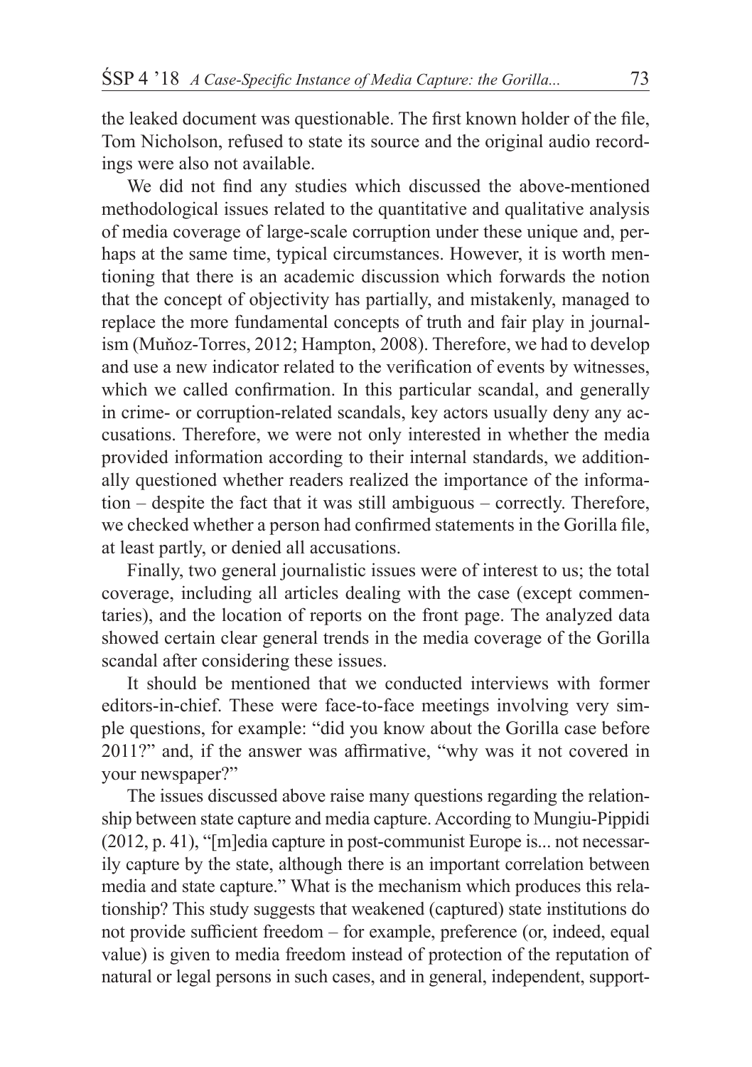the leaked document was questionable. The first known holder of the file, Tom Nicholson, refused to state its source and the original audio recordings were also not available.

We did not find any studies which discussed the above-mentioned methodological issues related to the quantitative and qualitative analysis of media coverage of large-scale corruption under these unique and, perhaps at the same time, typical circumstances. However, it is worth mentioning that there is an academic discussion which forwards the notion that the concept of objectivity has partially, and mistakenly, managed to replace the more fundamental concepts of truth and fair play in journalism (Muňoz-Torres, 2012; Hampton, 2008). Therefore, we had to develop and use a new indicator related to the verification of events by witnesses, which we called confirmation. In this particular scandal, and generally in crime- or corruption-related scandals, key actors usually deny any accusations. Therefore, we were not only interested in whether the media provided information according to their internal standards, we additionally questioned whether readers realized the importance of the information – despite the fact that it was still ambiguous – correctly. Therefore, we checked whether a person had confirmed statements in the Gorilla file, at least partly, or denied all accusations.

Finally, two general journalistic issues were of interest to us; the total coverage, including all articles dealing with the case (except commentaries), and the location of reports on the front page. The analyzed data showed certain clear general trends in the media coverage of the Gorilla scandal after considering these issues.

It should be mentioned that we conducted interviews with former editors-in-chief. These were face-to-face meetings involving very simple questions, for example: "did you know about the Gorilla case before 2011?" and, if the answer was affirmative, "why was it not covered in your newspaper?"

The issues discussed above raise many questions regarding the relationship between state capture and media capture. According to Mungiu-Pippidi (2012, p. 41), "[m]edia capture in post-communist Europe is... not necessarily capture by the state, although there is an important correlation between media and state capture." What is the mechanism which produces this relationship? This study suggests that weakened (captured) state institutions do not provide sufficient freedom – for example, preference (or, indeed, equal value) is given to media freedom instead of protection of the reputation of natural or legal persons in such cases, and in general, independent, support-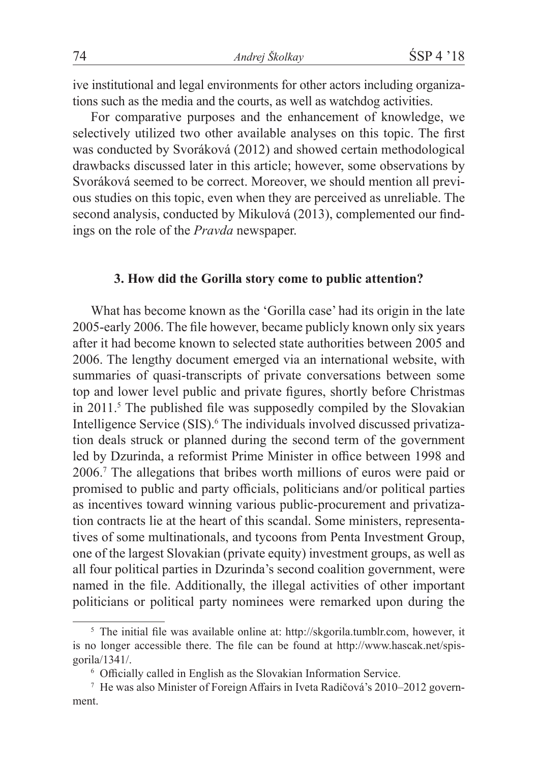ive institutional and legal environments for other actors including organizations such as the media and the courts, as well as watchdog activities.

For comparative purposes and the enhancement of knowledge, we selectively utilized two other available analyses on this topic. The first was conducted by Svoráková (2012) and showed certain methodological drawbacks discussed later in this article; however, some observations by Svoráková seemed to be correct. Moreover, we should mention all previous studies on this topic, even when they are perceived as unreliable. The second analysis, conducted by Mikulová (2013), complemented our findings on the role of the *Pravda* newspaper.

### 3. How did the Gorilla story come to public attention?

What has become known as the 'Gorilla case' had its origin in the late 2005-early 2006. The file however, became publicly known only six years after it had become known to selected state authorities between 2005 and 2006. The lengthy document emerged via an international website, with summaries of quasi-transcripts of private conversations between some top and lower level public and private figures, shortly before Christmas in 2011.[5] The published file was supposedly compiled by the Slovakian Intelligence Service (SIS).[6] The individuals involved discussed privatization deals struck or planned during the second term of the government led by Dzurinda, a reformist Prime Minister in office between 1998 and 2006.[7] The allegations that bribes worth millions of euros were paid or promised to public and party officials, politicians and/or political parties as incentives toward winning various public-procurement and privatization contracts lie at the heart of this scandal. Some ministers, representatives of some multinationals, and tycoons from Penta Investment Group, one of the largest Slovakian (private equity) investment groups, as well as all four political parties in Dzurinda's second coalition government, were named in the file. Additionally, the illegal activities of other important politicians or political party nominees were remarked upon during the

[5] The initial file was available online at: http://skgorila.tumblr.com, however, it is no longer accessible there. The file can be found at http://www.hascak.net/spis-gorila/1341/.

[6] Officially called in English as the Slovakian Information Service.

[7] He was also Minister of Foreign Affairs in Iveta Radičová's 2010–2012 government.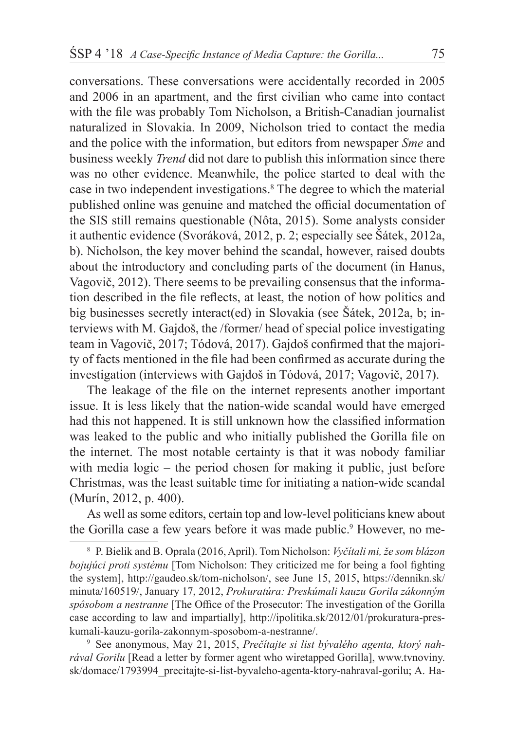conversations. These conversations were accidentally recorded in 2005 and 2006 in an apartment, and the first civilian who came into contact with the file was probably Tom Nicholson, a British-Canadian journalist naturalized in Slovakia. In 2009, Nicholson tried to contact the media and the police with the information, but editors from newspaper *Sme* and business weekly *Trend* did not dare to publish this information since there was no other evidence. Meanwhile, the police started to deal with the case in two independent investigations.[8] The degree to which the material published online was genuine and matched the official documentation of the SIS still remains questionable (Nôta, 2015). Some analysts consider it authentic evidence (Svoráková, 2012, p. 2; especially see Šátek, 2012a, b). Nicholson, the key mover behind the scandal, however, raised doubts about the introductory and concluding parts of the document (in Hanus, Vagovič, 2012). There seems to be prevailing consensus that the information described in the file reflects, at least, the notion of how politics and big businesses secretly interact(ed) in Slovakia (see Šátek, 2012a, b; interviews with M. Gajdoš, the /former/ head of special police investigating team in Vagovič, 2017; Tódová, 2017). Gajdoš confirmed that the majority of facts mentioned in the file had been confirmed as accurate during the investigation (interviews with Gajdoš in Tódová, 2017; Vagovič, 2017).

The leakage of the file on the internet represents another important issue. It is less likely that the nation-wide scandal would have emerged had this not happened. It is still unknown how the classified information was leaked to the public and who initially published the Gorilla file on the internet. The most notable certainty is that it was nobody familiar with media logic – the period chosen for making it public, just before Christmas, was the least suitable time for initiating a nation-wide scandal (Murín, 2012, p. 400).

As well as some editors, certain top and low-level politicians knew about the Gorilla case a few years before it was made public.[9] However, no me-

---

[8] P. Bielik and B. Oprala (2016, April). Tom Nicholson: *Vyčítali mi, že som blázon bojujúci proti systému* [Tom Nicholson: They criticized me for being a fool fighting the system], http://gaudeo.sk/tom-nicholson/, see June 15, 2015, https://dennikn.sk/minuta/160519/, January 17, 2012, *Prokuratúra: Preskúmali kauzu Gorila zákonným spôsobom a nestranne* [The Office of the Prosecutor: The investigation of the Gorilla case according to law and impartially], http://ipolitika.sk/2012/01/prokuratura-preskumali-kauzu-gorila-zakonnym-sposobom-a-nestranne/.

[9] See anonymous, May 21, 2015, *Prečítajte si list bývalého agenta, ktorý nahrával Gorilu* [Read a letter by former agent who wiretapped Gorilla], www.tvnoviny.sk/domace/1793994_precitajte-si-list-byvaleho-agenta-ktory-nahraval-gorilu; A. Ha-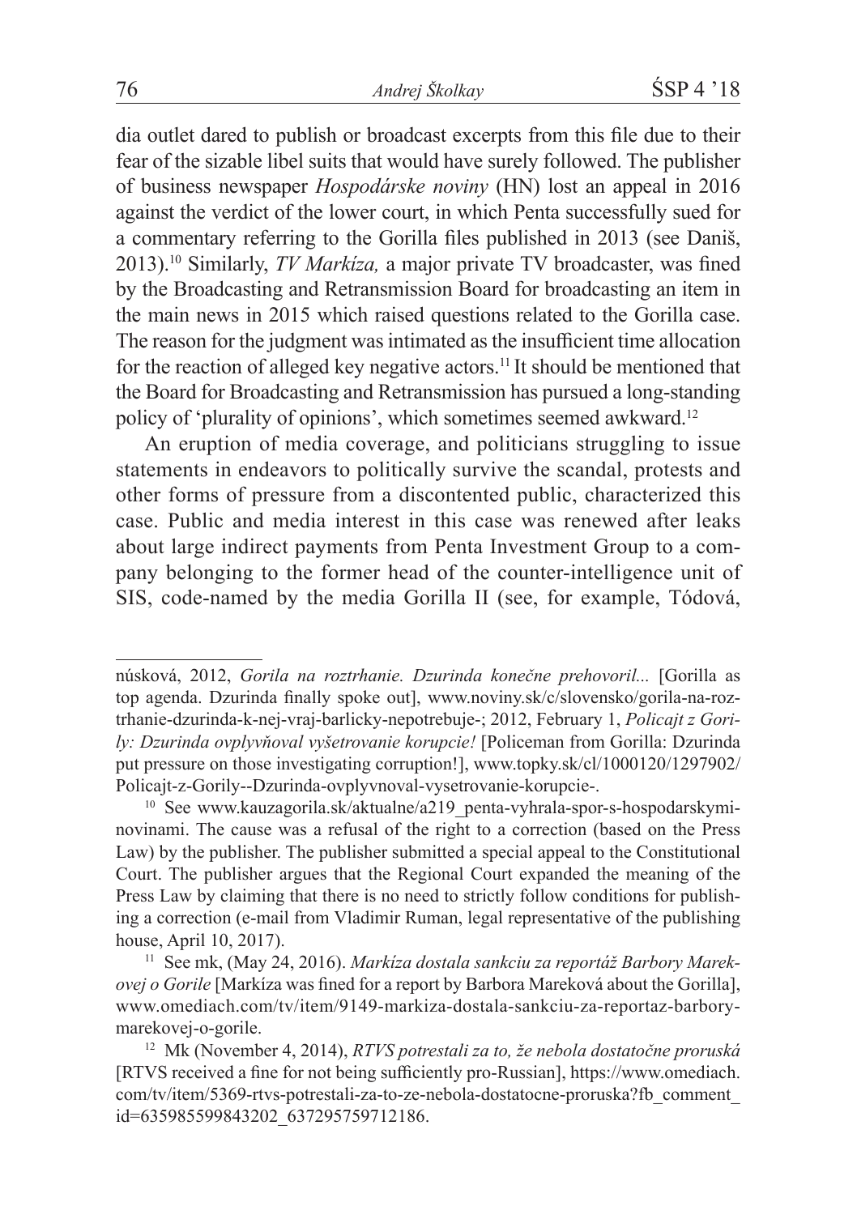dia outlet dared to publish or broadcast excerpts from this file due to their fear of the sizable libel suits that would have surely followed. The publisher of business newspaper *Hospodárske noviny* (HN) lost an appeal in 2016 against the verdict of the lower court, in which Penta successfully sued for a commentary referring to the Gorilla files published in 2013 (see Daniš, 2013).[10] Similarly, *TV Markíza,* a major private TV broadcaster, was fined by the Broadcasting and Retransmission Board for broadcasting an item in the main news in 2015 which raised questions related to the Gorilla case. The reason for the judgment was intimated as the insufficient time allocation for the reaction of alleged key negative actors.[11] It should be mentioned that the Board for Broadcasting and Retransmission has pursued a long-standing policy of 'plurality of opinions', which sometimes seemed awkward.[12]

An eruption of media coverage, and politicians struggling to issue statements in endeavors to politically survive the scandal, protests and other forms of pressure from a discontented public, characterized this case. Public and media interest in this case was renewed after leaks about large indirect payments from Penta Investment Group to a company belonging to the former head of the counter-intelligence unit of SIS, code-named by the media Gorilla II (see, for example, Tódová,

---

núsková, 2012, *Gorila na roztrhanie. Dzurinda konečne prehovoril...* [Gorilla as top agenda. Dzurinda finally spoke out], www.noviny.sk/c/slovensko/gorila-na-roztrhanie-dzurinda-k-nej-vraj-barlicky-nepotrebuje-; 2012, February 1, *Policajt z Gorily: Dzurinda ovplyvňoval vyšetrovanie korupcie!* [Policeman from Gorilla: Dzurinda put pressure on those investigating corruption!], www.topky.sk/cl/1000120/1297902/Policajt-z-Gorily--Dzurinda-ovplyvnoval-vysetrovanie-korupcie-.

[10] See www.kauzagorila.sk/aktualne/a219_penta-vyhrala-spor-s-hospodarskymi-novinami. The cause was a refusal of the right to a correction (based on the Press Law) by the publisher. The publisher submitted a special appeal to the Constitutional Court. The publisher argues that the Regional Court expanded the meaning of the Press Law by claiming that there is no need to strictly follow conditions for publishing a correction (e-mail from Vladimir Ruman, legal representative of the publishing house, April 10, 2017).

[11] See mk, (May 24, 2016). *Markíza dostala sankciu za reportáž Barbory Marekovej o Gorile* [Markíza was fined for a report by Barbora Mareková about the Gorilla], www.omediach.com/tv/item/9149-markiza-dostala-sankciu-za-reportaz-barbory-marekovej-o-gorile.

[12] Mk (November 4, 2014), *RTVS potrestali za to, že nebola dostatočne proruská* [RTVS received a fine for not being sufficiently pro-Russian], https://www.omediach.com/tv/item/5369-rtvs-potrestali-za-to-ze-nebola-dostatocne-proruska?fb_comment_id=635985599843202_637295759712186.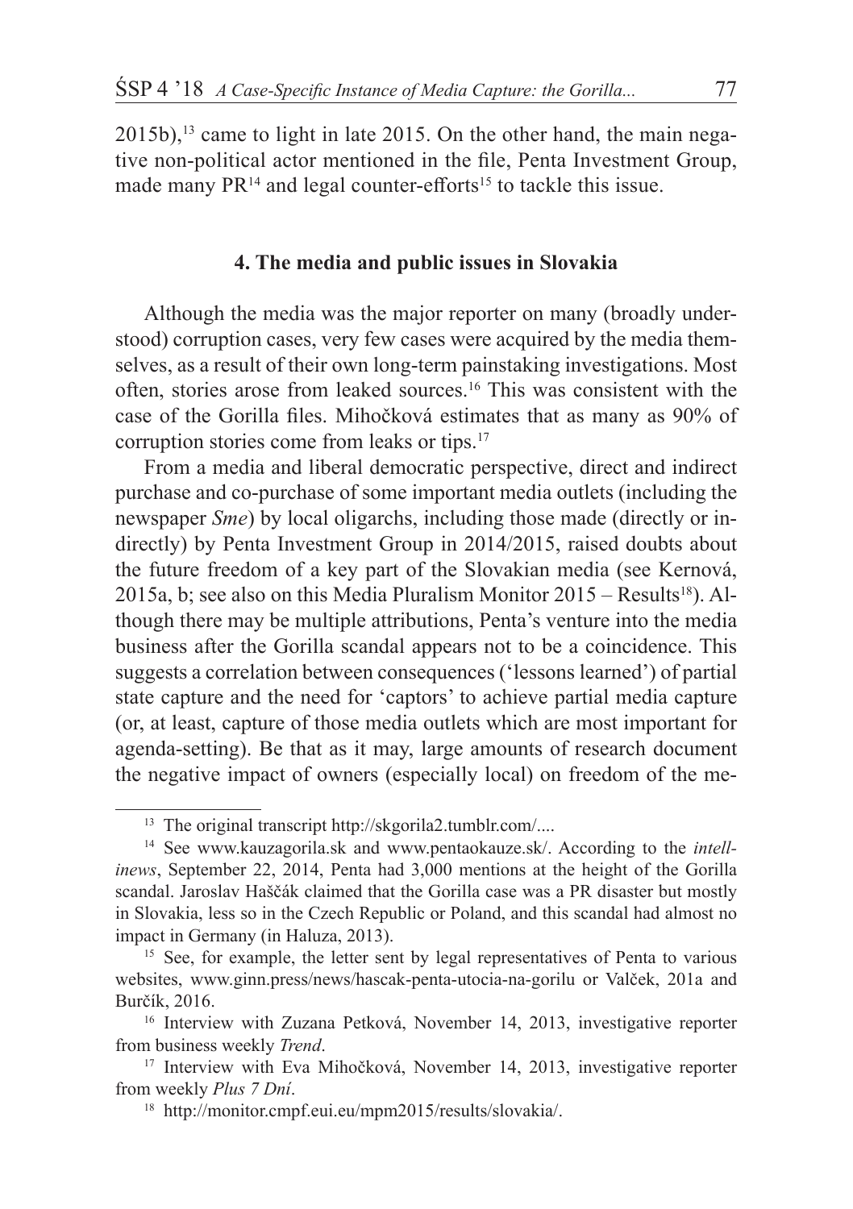2015b),[13] came to light in late 2015. On the other hand, the main negative non-political actor mentioned in the file, Penta Investment Group, made many PR[14] and legal counter-efforts[15] to tackle this issue.

### 4. The media and public issues in Slovakia

Although the media was the major reporter on many (broadly understood) corruption cases, very few cases were acquired by the media themselves, as a result of their own long-term painstaking investigations. Most often, stories arose from leaked sources.[16] This was consistent with the case of the Gorilla files. Mihočková estimates that as many as 90% of corruption stories come from leaks or tips.[17]

From a media and liberal democratic perspective, direct and indirect purchase and co-purchase of some important media outlets (including the newspaper *Sme*) by local oligarchs, including those made (directly or indirectly) by Penta Investment Group in 2014/2015, raised doubts about the future freedom of a key part of the Slovakian media (see Kernová, 2015a, b; see also on this Media Pluralism Monitor 2015 – Results[18]). Although there may be multiple attributions, Penta's venture into the media business after the Gorilla scandal appears not to be a coincidence. This suggests a correlation between consequences ('lessons learned') of partial state capture and the need for 'captors' to achieve partial media capture (or, at least, capture of those media outlets which are most important for agenda-setting). Be that as it may, large amounts of research document the negative impact of owners (especially local) on freedom of the me-

---

[13] The original transcript http://skgorila2.tumblr.com/....

[14] See www.kauzagorila.sk and www.pentaokauze.sk/. According to the *intellinews*, September 22, 2014, Penta had 3,000 mentions at the height of the Gorilla scandal. Jaroslav Haščák claimed that the Gorilla case was a PR disaster but mostly in Slovakia, less so in the Czech Republic or Poland, and this scandal had almost no impact in Germany (in Haluza, 2013).

[15] See, for example, the letter sent by legal representatives of Penta to various websites, www.ginn.press/news/hascak-penta-utocia-na-gorilu or Valček, 201a and Burčík, 2016.

[16] Interview with Zuzana Petková, November 14, 2013, investigative reporter from business weekly *Trend*.

[17] Interview with Eva Mihočková, November 14, 2013, investigative reporter from weekly *Plus 7 Dní*.

[18] http://monitor.cmpf.eui.eu/mpm2015/results/slovakia/.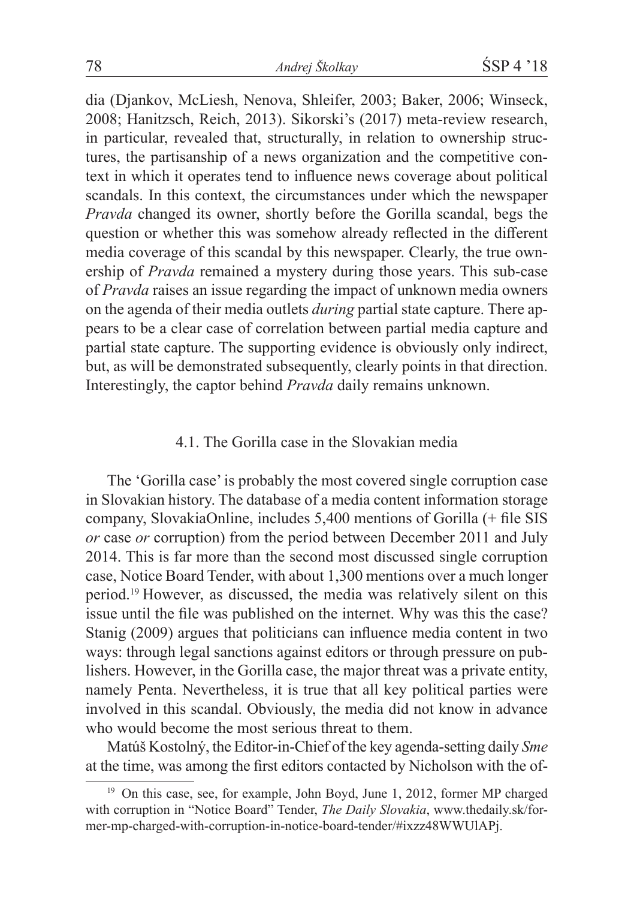dia (Djankov, McLiesh, Nenova, Shleifer, 2003; Baker, 2006; Winseck, 2008; Hanitzsch, Reich, 2013). Sikorski's (2017) meta-review research, in particular, revealed that, structurally, in relation to ownership structures, the partisanship of a news organization and the competitive context in which it operates tend to influence news coverage about political scandals. In this context, the circumstances under which the newspaper *Pravda* changed its owner, shortly before the Gorilla scandal, begs the question or whether this was somehow already reflected in the different media coverage of this scandal by this newspaper. Clearly, the true ownership of *Pravda* remained a mystery during those years. This sub-case of *Pravda* raises an issue regarding the impact of unknown media owners on the agenda of their media outlets *during* partial state capture. There appears to be a clear case of correlation between partial media capture and partial state capture. The supporting evidence is obviously only indirect, but, as will be demonstrated subsequently, clearly points in that direction. Interestingly, the captor behind *Pravda* daily remains unknown.

### 4.1. The Gorilla case in the Slovakian media

The 'Gorilla case' is probably the most covered single corruption case in Slovakian history. The database of a media content information storage company, SlovakiaOnline, includes 5,400 mentions of Gorilla (+ file SIS *or* case *or* corruption) from the period between December 2011 and July 2014. This is far more than the second most discussed single corruption case, Notice Board Tender, with about 1,300 mentions over a much longer period.[19] However, as discussed, the media was relatively silent on this issue until the file was published on the internet. Why was this the case? Stanig (2009) argues that politicians can influence media content in two ways: through legal sanctions against editors or through pressure on publishers. However, in the Gorilla case, the major threat was a private entity, namely Penta. Nevertheless, it is true that all key political parties were involved in this scandal. Obviously, the media did not know in advance who would become the most serious threat to them.

Matúš Kostolný, the Editor-in-Chief of the key agenda-setting daily *Sme* at the time, was among the first editors contacted by Nicholson with the of-

[19] On this case, see, for example, John Boyd, June 1, 2012, former MP charged with corruption in "Notice Board" Tender, *The Daily Slovakia*, www.thedaily.sk/former-mp-charged-with-corruption-in-notice-board-tender/#ixzz48WWUlAPj.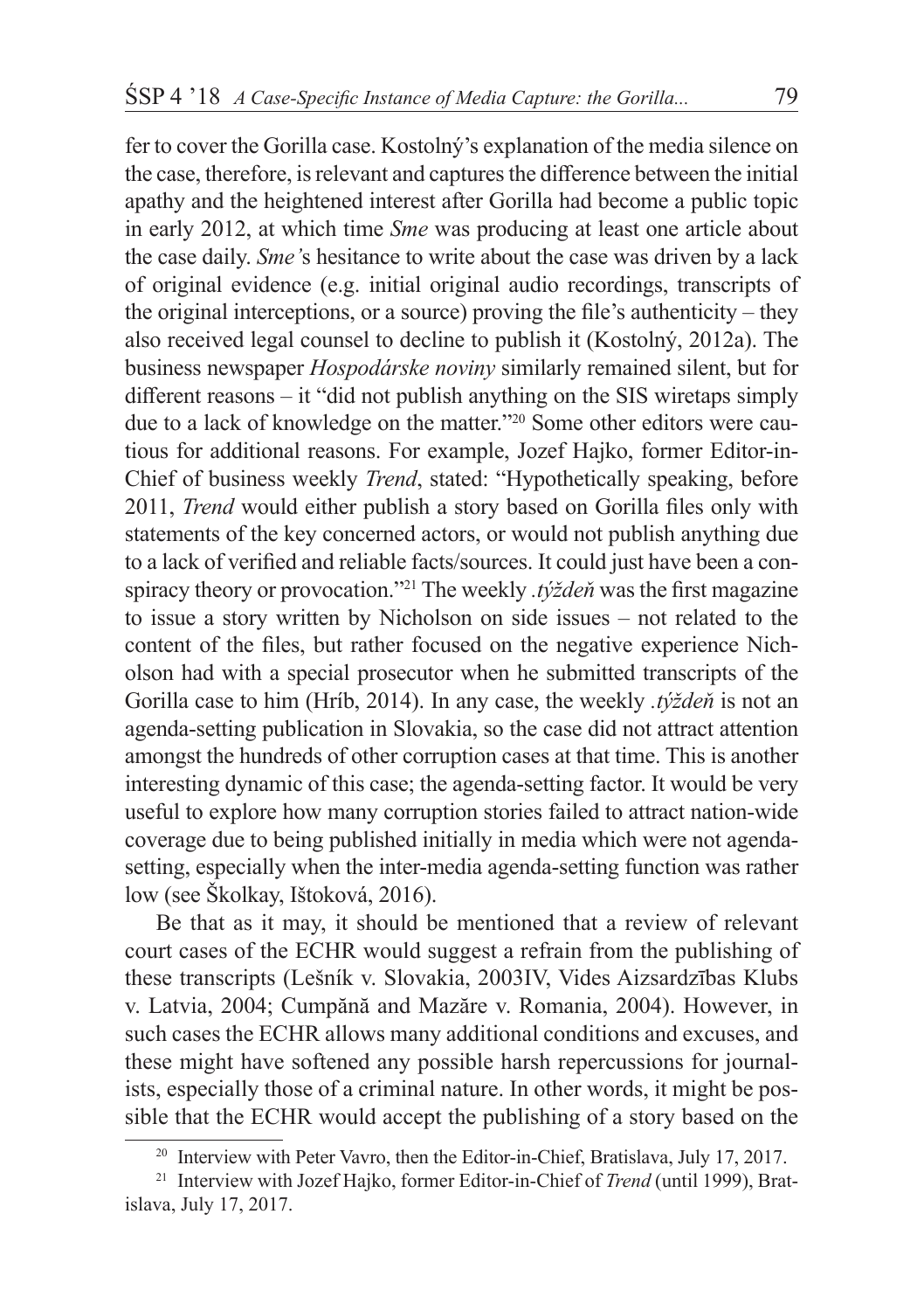fer to cover the Gorilla case. Kostolný's explanation of the media silence on the case, therefore, is relevant and captures the difference between the initial apathy and the heightened interest after Gorilla had become a public topic in early 2012, at which time *Sme* was producing at least one article about the case daily. *Sme'*s hesitance to write about the case was driven by a lack of original evidence (e.g. initial original audio recordings, transcripts of the original interceptions, or a source) proving the file's authenticity – they also received legal counsel to decline to publish it (Kostolný, 2012a). The business newspaper *Hospodárske noviny* similarly remained silent, but for different reasons – it "did not publish anything on the SIS wiretaps simply due to a lack of knowledge on the matter."[20] Some other editors were cautious for additional reasons. For example, Jozef Hajko, former Editor-in-Chief of business weekly *Trend*, stated: "Hypothetically speaking, before 2011, *Trend* would either publish a story based on Gorilla files only with statements of the key concerned actors, or would not publish anything due to a lack of verified and reliable facts/sources. It could just have been a conspiracy theory or provocation."[21] The weekly *.týždeň* was the first magazine to issue a story written by Nicholson on side issues – not related to the content of the files, but rather focused on the negative experience Nicholson had with a special prosecutor when he submitted transcripts of the Gorilla case to him (Hríb, 2014). In any case, the weekly *.týždeň* is not an agenda-setting publication in Slovakia, so the case did not attract attention amongst the hundreds of other corruption cases at that time. This is another interesting dynamic of this case; the agenda-setting factor. It would be very useful to explore how many corruption stories failed to attract nation-wide coverage due to being published initially in media which were not agenda-setting, especially when the inter-media agenda-setting function was rather low (see Školkay, Ištoková, 2016).

Be that as it may, it should be mentioned that a review of relevant court cases of the ECHR would suggest a refrain from the publishing of these transcripts (Lešník v. Slovakia, 2003IV, Vides Aizsardzības Klubs v. Latvia, 2004; Cumpănă and Mazăre v. Romania, 2004). However, in such cases the ECHR allows many additional conditions and excuses, and these might have softened any possible harsh repercussions for journalists, especially those of a criminal nature. In other words, it might be possible that the ECHR would accept the publishing of a story based on the

---

[20] Interview with Peter Vavro, then the Editor-in-Chief, Bratislava, July 17, 2017.

[21] Interview with Jozef Hajko, former Editor-in-Chief of *Trend* (until 1999), Bratislava, July 17, 2017.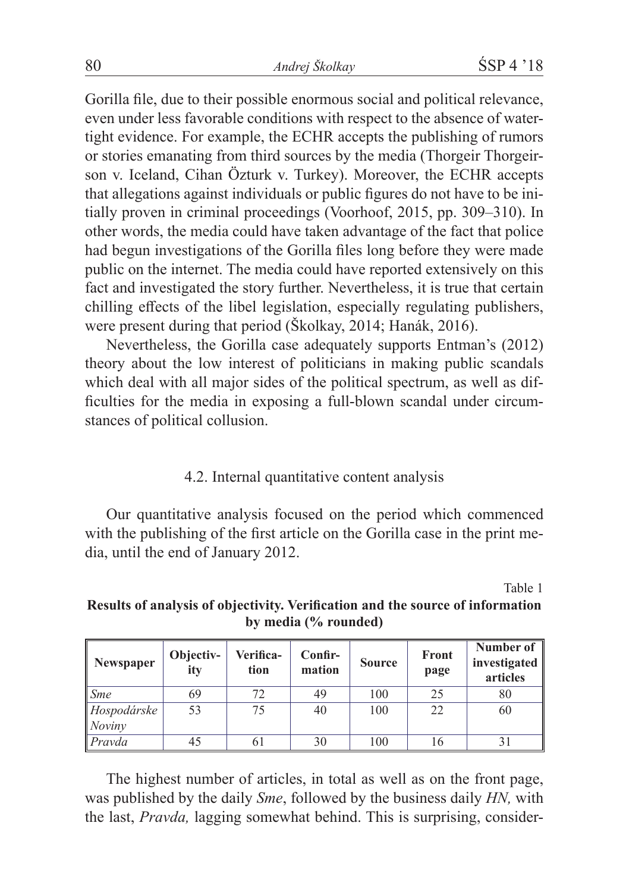Gorilla file, due to their possible enormous social and political relevance, even under less favorable conditions with respect to the absence of watertight evidence. For example, the ECHR accepts the publishing of rumors or stories emanating from third sources by the media (Thorgeir Thorgeirson v. Iceland, Cihan Özturk v. Turkey). Moreover, the ECHR accepts that allegations against individuals or public figures do not have to be initially proven in criminal proceedings (Voorhoof, 2015, pp. 309–310). In other words, the media could have taken advantage of the fact that police had begun investigations of the Gorilla files long before they were made public on the internet. The media could have reported extensively on this fact and investigated the story further. Nevertheless, it is true that certain chilling effects of the libel legislation, especially regulating publishers, were present during that period (Školkay, 2014; Hanák, 2016).

Nevertheless, the Gorilla case adequately supports Entman's (2012) theory about the low interest of politicians in making public scandals which deal with all major sides of the political spectrum, as well as difficulties for the media in exposing a full-blown scandal under circumstances of political collusion.

### 4.2. Internal quantitative content analysis

Our quantitative analysis focused on the period which commenced with the publishing of the first article on the Gorilla case in the print media, until the end of January 2012.

Table 1

**Results of analysis of objectivity. Verification and the source of information by media (% rounded)**

| Newspaper | Objectivity | Verification | Confirmation | Source | Front page | Number of investigated articles |
|---|---|---|---|---|---|---|
| *Sme* | 69 | 72 | 49 | 100 | 25 | 80 |
| *Hospodárske Noviny* | 53 | 75 | 40 | 100 | 22 | 60 |
| *Pravda* | 45 | 61 | 30 | 100 | 16 | 31 |

The highest number of articles, in total as well as on the front page, was published by the daily *Sme*, followed by the business daily *HN,* with the last, *Pravda,* lagging somewhat behind. This is surprising, consider-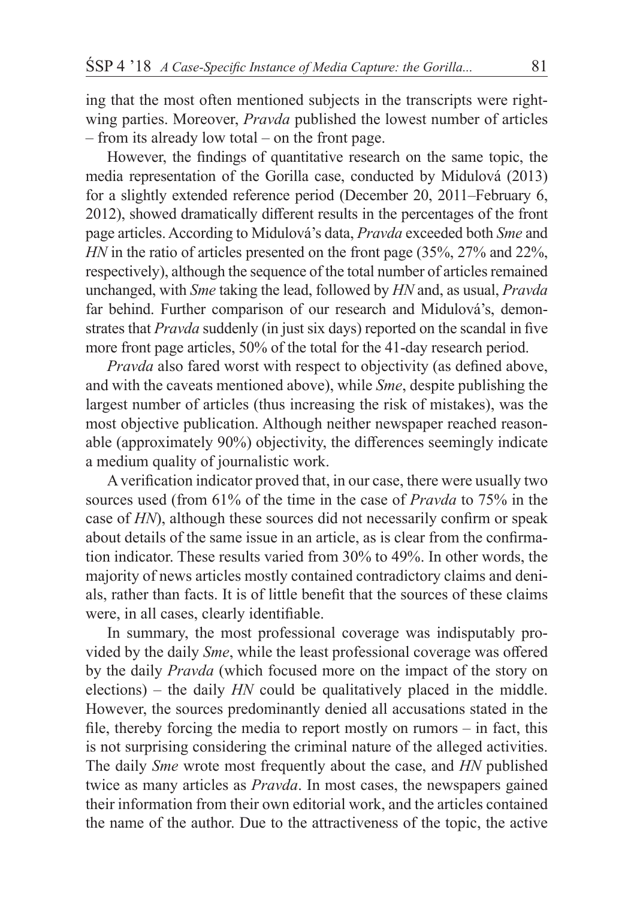ing that the most often mentioned subjects in the transcripts were right-wing parties. Moreover, *Pravda* published the lowest number of articles – from its already low total – on the front page.

However, the findings of quantitative research on the same topic, the media representation of the Gorilla case, conducted by Midulová (2013) for a slightly extended reference period (December 20, 2011–February 6, 2012), showed dramatically different results in the percentages of the front page articles. According to Midulová's data, *Pravda* exceeded both *Sme* and *HN* in the ratio of articles presented on the front page (35%, 27% and 22%, respectively), although the sequence of the total number of articles remained unchanged, with *Sme* taking the lead, followed by *HN* and, as usual, *Pravda* far behind. Further comparison of our research and Midulová's, demonstrates that *Pravda* suddenly (in just six days) reported on the scandal in five more front page articles, 50% of the total for the 41-day research period.

*Pravda* also fared worst with respect to objectivity (as defined above, and with the caveats mentioned above), while *Sme*, despite publishing the largest number of articles (thus increasing the risk of mistakes), was the most objective publication. Although neither newspaper reached reasonable (approximately 90%) objectivity, the differences seemingly indicate a medium quality of journalistic work.

A verification indicator proved that, in our case, there were usually two sources used (from 61% of the time in the case of *Pravda* to 75% in the case of *HN*), although these sources did not necessarily confirm or speak about details of the same issue in an article, as is clear from the confirmation indicator. These results varied from 30% to 49%. In other words, the majority of news articles mostly contained contradictory claims and denials, rather than facts. It is of little benefit that the sources of these claims were, in all cases, clearly identifiable.

In summary, the most professional coverage was indisputably provided by the daily *Sme*, while the least professional coverage was offered by the daily *Pravda* (which focused more on the impact of the story on elections) – the daily *HN* could be qualitatively placed in the middle. However, the sources predominantly denied all accusations stated in the file, thereby forcing the media to report mostly on rumors – in fact, this is not surprising considering the criminal nature of the alleged activities. The daily *Sme* wrote most frequently about the case, and *HN* published twice as many articles as *Pravda*. In most cases, the newspapers gained their information from their own editorial work, and the articles contained the name of the author. Due to the attractiveness of the topic, the active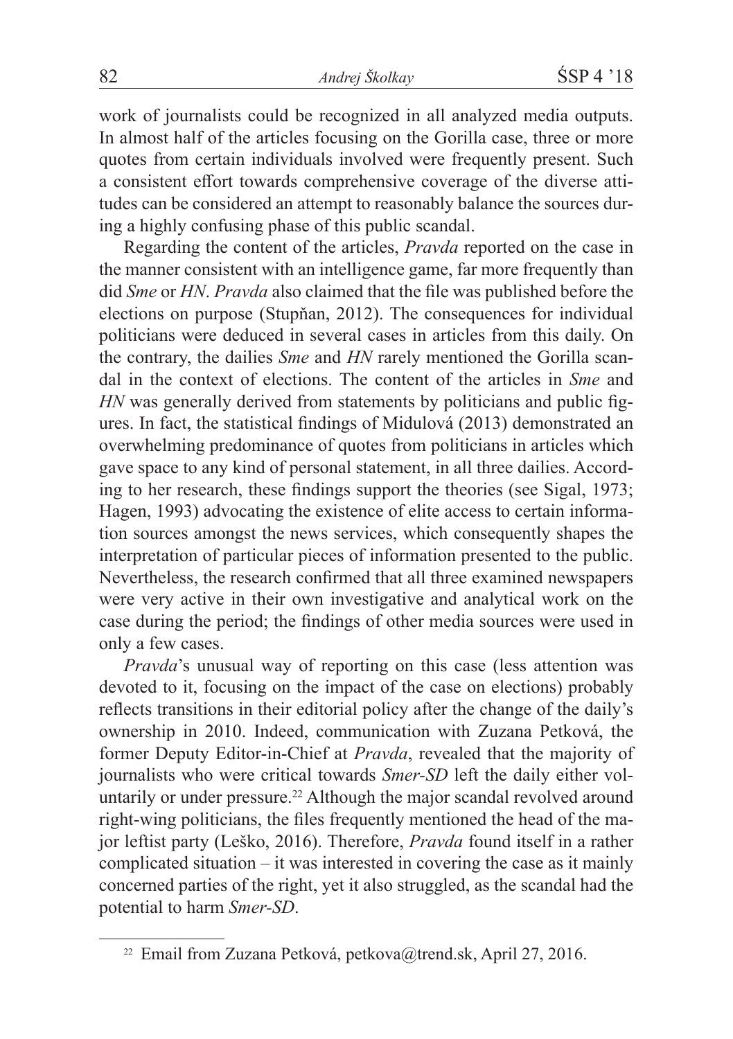work of journalists could be recognized in all analyzed media outputs. In almost half of the articles focusing on the Gorilla case, three or more quotes from certain individuals involved were frequently present. Such a consistent effort towards comprehensive coverage of the diverse attitudes can be considered an attempt to reasonably balance the sources during a highly confusing phase of this public scandal.

Regarding the content of the articles, *Pravda* reported on the case in the manner consistent with an intelligence game, far more frequently than did *Sme* or *HN*. *Pravda* also claimed that the file was published before the elections on purpose (Stupňan, 2012). The consequences for individual politicians were deduced in several cases in articles from this daily. On the contrary, the dailies *Sme* and *HN* rarely mentioned the Gorilla scandal in the context of elections. The content of the articles in *Sme* and *HN* was generally derived from statements by politicians and public figures. In fact, the statistical findings of Midulová (2013) demonstrated an overwhelming predominance of quotes from politicians in articles which gave space to any kind of personal statement, in all three dailies. According to her research, these findings support the theories (see Sigal, 1973; Hagen, 1993) advocating the existence of elite access to certain information sources amongst the news services, which consequently shapes the interpretation of particular pieces of information presented to the public. Nevertheless, the research confirmed that all three examined newspapers were very active in their own investigative and analytical work on the case during the period; the findings of other media sources were used in only a few cases.

*Pravda*'s unusual way of reporting on this case (less attention was devoted to it, focusing on the impact of the case on elections) probably reflects transitions in their editorial policy after the change of the daily's ownership in 2010. Indeed, communication with Zuzana Petková, the former Deputy Editor-in-Chief at *Pravda*, revealed that the majority of journalists who were critical towards *Smer-SD* left the daily either voluntarily or under pressure.[22] Although the major scandal revolved around right-wing politicians, the files frequently mentioned the head of the major leftist party (Leško, 2016). Therefore, *Pravda* found itself in a rather complicated situation – it was interested in covering the case as it mainly concerned parties of the right, yet it also struggled, as the scandal had the potential to harm *Smer-SD*.

[22] Email from Zuzana Petková, petkova@trend.sk, April 27, 2016.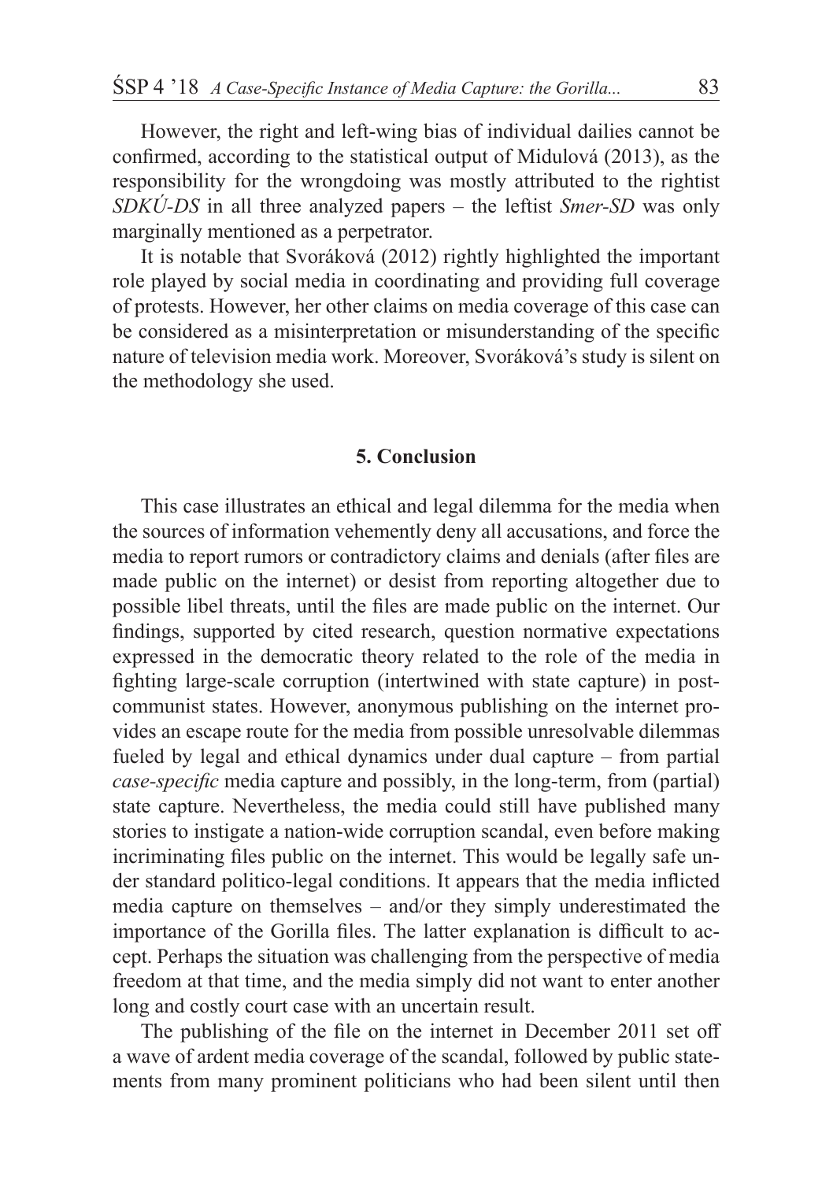However, the right and left-wing bias of individual dailies cannot be confirmed, according to the statistical output of Midulová (2013), as the responsibility for the wrongdoing was mostly attributed to the rightist *SDKÚ-DS* in all three analyzed papers – the leftist *Smer-SD* was only marginally mentioned as a perpetrator.

It is notable that Svoráková (2012) rightly highlighted the important role played by social media in coordinating and providing full coverage of protests. However, her other claims on media coverage of this case can be considered as a misinterpretation or misunderstanding of the specific nature of television media work. Moreover, Svoráková's study is silent on the methodology she used.

## 5. Conclusion

This case illustrates an ethical and legal dilemma for the media when the sources of information vehemently deny all accusations, and force the media to report rumors or contradictory claims and denials (after files are made public on the internet) or desist from reporting altogether due to possible libel threats, until the files are made public on the internet. Our findings, supported by cited research, question normative expectations expressed in the democratic theory related to the role of the media in fighting large-scale corruption (intertwined with state capture) in post-communist states. However, anonymous publishing on the internet provides an escape route for the media from possible unresolvable dilemmas fueled by legal and ethical dynamics under dual capture – from partial *case-specific* media capture and possibly, in the long-term, from (partial) state capture. Nevertheless, the media could still have published many stories to instigate a nation-wide corruption scandal, even before making incriminating files public on the internet. This would be legally safe under standard politico-legal conditions. It appears that the media inflicted media capture on themselves – and/or they simply underestimated the importance of the Gorilla files. The latter explanation is difficult to accept. Perhaps the situation was challenging from the perspective of media freedom at that time, and the media simply did not want to enter another long and costly court case with an uncertain result.

The publishing of the file on the internet in December 2011 set off a wave of ardent media coverage of the scandal, followed by public statements from many prominent politicians who had been silent until then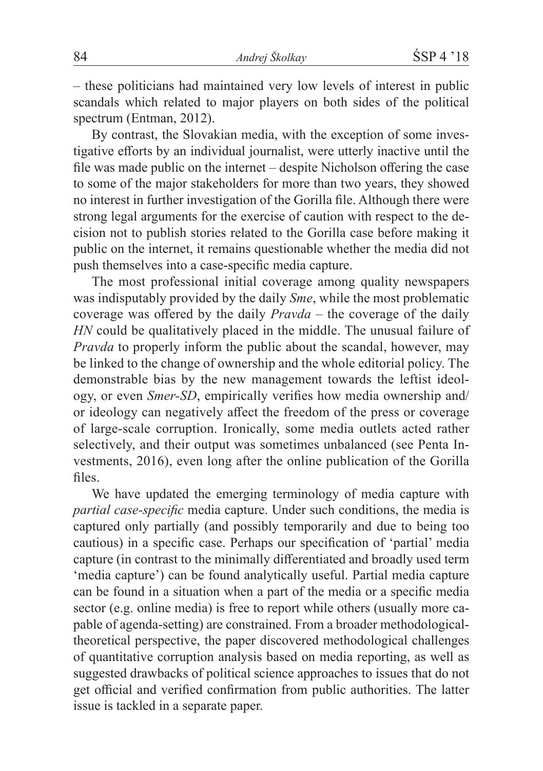– these politicians had maintained very low levels of interest in public scandals which related to major players on both sides of the political spectrum (Entman, 2012).

By contrast, the Slovakian media, with the exception of some investigative efforts by an individual journalist, were utterly inactive until the file was made public on the internet – despite Nicholson offering the case to some of the major stakeholders for more than two years, they showed no interest in further investigation of the Gorilla file. Although there were strong legal arguments for the exercise of caution with respect to the decision not to publish stories related to the Gorilla case before making it public on the internet, it remains questionable whether the media did not push themselves into a case-specific media capture.

The most professional initial coverage among quality newspapers was indisputably provided by the daily *Sme*, while the most problematic coverage was offered by the daily *Pravda* – the coverage of the daily *HN* could be qualitatively placed in the middle. The unusual failure of *Pravda* to properly inform the public about the scandal, however, may be linked to the change of ownership and the whole editorial policy. The demonstrable bias by the new management towards the leftist ideology, or even *Smer-SD*, empirically verifies how media ownership and/or ideology can negatively affect the freedom of the press or coverage of large-scale corruption. Ironically, some media outlets acted rather selectively, and their output was sometimes unbalanced (see Penta Investments, 2016), even long after the online publication of the Gorilla files.

We have updated the emerging terminology of media capture with *partial case-specific* media capture. Under such conditions, the media is captured only partially (and possibly temporarily and due to being too cautious) in a specific case. Perhaps our specification of 'partial' media capture (in contrast to the minimally differentiated and broadly used term 'media capture') can be found analytically useful. Partial media capture can be found in a situation when a part of the media or a specific media sector (e.g. online media) is free to report while others (usually more capable of agenda-setting) are constrained. From a broader methodological-theoretical perspective, the paper discovered methodological challenges of quantitative corruption analysis based on media reporting, as well as suggested drawbacks of political science approaches to issues that do not get official and verified confirmation from public authorities. The latter issue is tackled in a separate paper.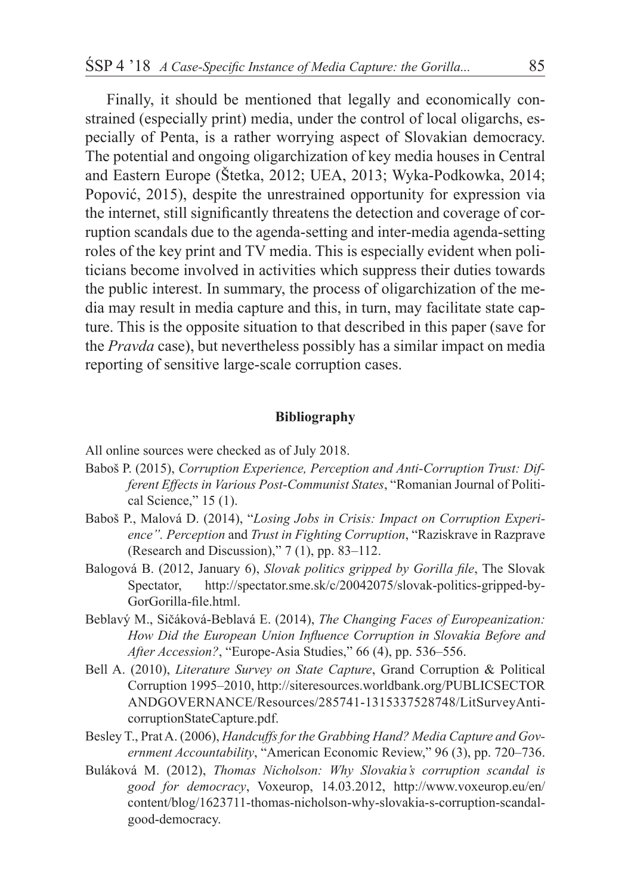Finally, it should be mentioned that legally and economically constrained (especially print) media, under the control of local oligarchs, especially of Penta, is a rather worrying aspect of Slovakian democracy. The potential and ongoing oligarchization of key media houses in Central and Eastern Europe (Štetka, 2012; UEA, 2013; Wyka-Podkowka, 2014; Popović, 2015), despite the unrestrained opportunity for expression via the internet, still significantly threatens the detection and coverage of corruption scandals due to the agenda-setting and inter-media agenda-setting roles of the key print and TV media. This is especially evident when politicians become involved in activities which suppress their duties towards the public interest. In summary, the process of oligarchization of the media may result in media capture and this, in turn, may facilitate state capture. This is the opposite situation to that described in this paper (save for the *Pravda* case), but nevertheless possibly has a similar impact on media reporting of sensitive large-scale corruption cases.

## Bibliography

All online sources were checked as of July 2018.

Baboš P. (2015), *Corruption Experience, Perception and Anti-Corruption Trust: Different Effects in Various Post-Communist States*, "Romanian Journal of Political Science," 15 (1).

Baboš P., Malová D. (2014), "*Losing Jobs in Crisis: Impact on Corruption Experience". Perception* and *Trust in Fighting Corruption*, "Raziskrave in Razprave (Research and Discussion)," 7 (1), pp. 83–112.

Balogová B. (2012, January 6), *Slovak politics gripped by Gorilla file*, The Slovak Spectator, http://spectator.sme.sk/c/20042075/slovak-politics-gripped-by-GorGorilla-file.html.

Beblavý M., Sičáková-Beblavá E. (2014), *The Changing Faces of Europeanization: How Did the European Union Influence Corruption in Slovakia Before and After Accession?*, "Europe-Asia Studies," 66 (4), pp. 536–556.

Bell A. (2010), *Literature Survey on State Capture*, Grand Corruption & Political Corruption 1995–2010, http://siteresources.worldbank.org/PUBLICSECTORANDGOVERNANCE/Resources/285741-1315337528748/LitSurveyAnticorruptionStateCapture.pdf.

Besley T., Prat A. (2006), *Handcuffs for the Grabbing Hand? Media Capture and Government Accountability*, "American Economic Review," 96 (3), pp. 720–736.

Buláková M. (2012), *Thomas Nicholson: Why Slovakia's corruption scandal is good for democracy*, Voxeurop, 14.03.2012, http://www.voxeurop.eu/en/content/blog/1623711-thomas-nicholson-why-slovakia-s-corruption-scandal-good-democracy.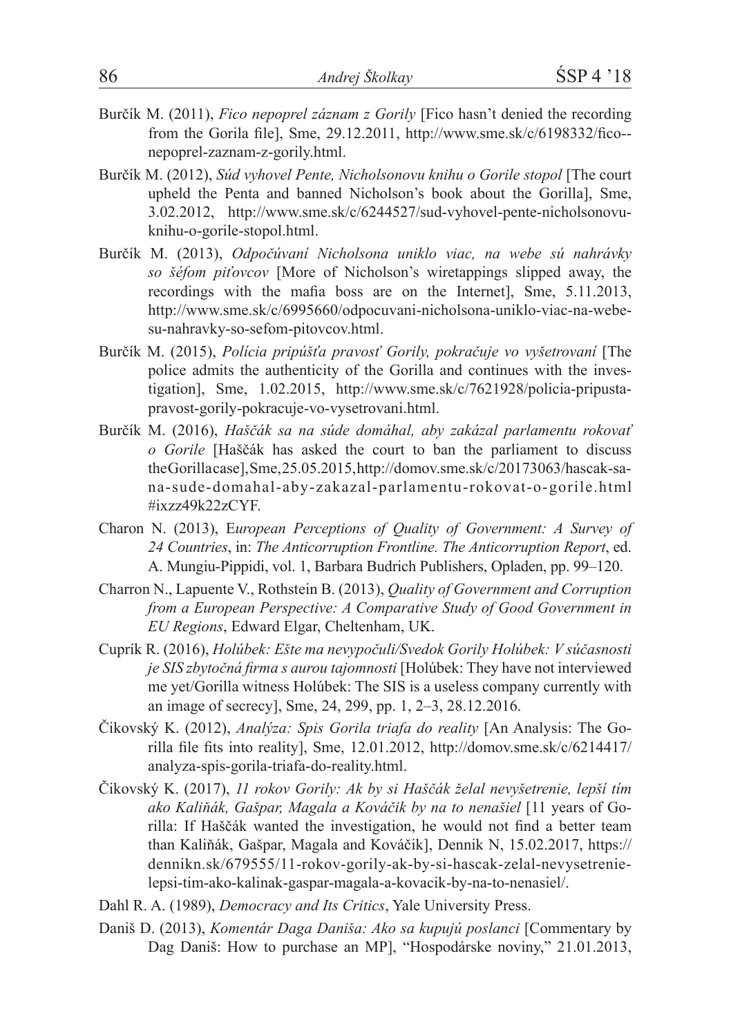Burčík M. (2011), *Fico nepoprel záznam z Gorily* [Fico hasn't denied the recording from the Gorila file], Sme, 29.12.2011, http://www.sme.sk/c/6198332/fico--nepoprel-zaznam-z-gorily.html.

Burčík M. (2012), *Súd vyhovel Pente, Nicholsonovu knihu o Gorile stopol* [The court upheld the Penta and banned Nicholson's book about the Gorilla], Sme, 3.02.2012, http://www.sme.sk/c/6244527/sud-vyhovel-pente-nicholsonovu-knihu-o-gorile-stopol.html.

Burčík M. (2013), *Odpočúvaní Nicholsona uniklo viac, na webe sú nahrávky so šéfom piťovcov* [More of Nicholson's wiretappings slipped away, the recordings with the mafia boss are on the Internet], Sme, 5.11.2013, http://www.sme.sk/c/6995660/odpocuvani-nicholsona-uniklo-viac-na-webe-su-nahravky-so-sefom-pitovcov.html.

Burčík M. (2015), *Polícia pripúšťa pravosť Gorily, pokračuje vo vyšetrovaní* [The police admits the authenticity of the Gorilla and continues with the investigation], Sme, 1.02.2015, http://www.sme.sk/c/7621928/policia-pripusta-pravost-gorily-pokracuje-vo-vysetrovani.html.

Burčík M. (2016), *Haščák sa na súde domáhal, aby zakázal parlamentu rokovať o Gorile* [Haščák has asked the court to ban the parliament to discuss the Gorilla case], Sme, 25.05.2015, http://domov.sme.sk/c/20173063/hascak-sa-na-sude-domahal-aby-zakazal-parlamentu-rokovat-o-gorile.html#ixzz49k22zCYF.

Charon N. (2013), E*uropean Perceptions of Quality of Government: A Survey of 24 Countries*, in: *The Anticorruption Frontline. The Anticorruption Report*, ed. A. Mungiu-Pippidi, vol. 1, Barbara Budrich Publishers, Opladen, pp. 99–120.

Charron N., Lapuente V., Rothstein B. (2013), *Quality of Government and Corruption from a European Perspective: A Comparative Study of Good Government in EU Regions*, Edward Elgar, Cheltenham, UK.

Cuprík R. (2016), *Holúbek: Ešte ma nevypočuli/Svedok Gorily Holúbek: V súčasnosti je SIS zbytočná firma s aurou tajomnosti* [Holúbek: They have not interviewed me yet/Gorilla witness Holúbek: The SIS is a useless company currently with an image of secrecy], Sme, 24, 299, pp. 1, 2–3, 28.12.2016.

Čikovský K. (2012), *Analýza: Spis Gorila triafa do reality* [An Analysis: The Gorilla file fits into reality], Sme, 12.01.2012, http://domov.sme.sk/c/6214417/analyza-spis-gorila-triafa-do-reality.html.

Čikovský K. (2017), *11 rokov Gorily: Ak by si Haščák želal nevyšetrenie, lepší tím ako Kaliňák, Gašpar, Magala a Kováčik by na to nenašiel* [11 years of Gorilla: If Haščák wanted the investigation, he would not find a better team than Kaliňák, Gašpar, Magala and Kováčik], Dennik N, 15.02.2017, https://dennikn.sk/679555/11-rokov-gorily-ak-by-si-hascak-zelal-nevysetrenie-lepsi-tim-ako-kalinak-gaspar-magala-a-kovacik-by-na-to-nenasiel/.

Dahl R. A. (1989), *Democracy and Its Critics*, Yale University Press.

Daniš D. (2013), *Komentár Daga Daniša: Ako sa kupujú poslanci* [Commentary by Dag Daniš: How to purchase an MP], "Hospodárske noviny," 21.01.2013,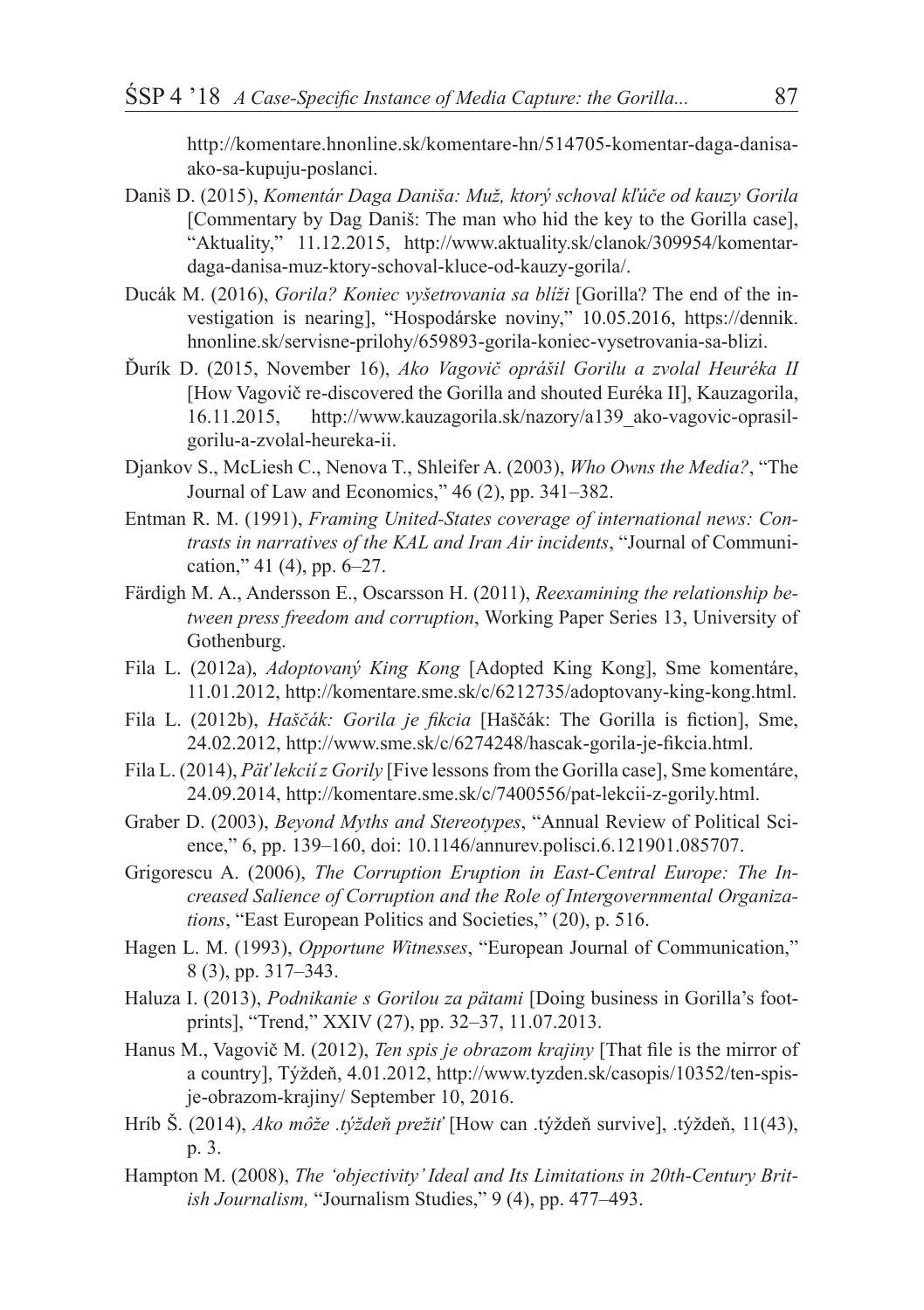http://komentare.hnonline.sk/komentare-hn/514705-komentar-daga-danisa-ako-sa-kupuju-poslanci.

Daniš D. (2015), *Komentár Daga Daniša: Muž, ktorý schoval kľúče od kauzy Gorila* [Commentary by Dag Daniš: The man who hid the key to the Gorilla case], "Aktuality," 11.12.2015, http://www.aktuality.sk/clanok/309954/komentar-daga-danisa-muz-ktory-schoval-kluce-od-kauzy-gorila/.

Ducák M. (2016), *Gorila? Koniec vyšetrovania sa blíži* [Gorilla? The end of the investigation is nearing], "Hospodárske noviny," 10.05.2016, https://dennik.hnonline.sk/servisne-prilohy/659893-gorila-koniec-vysetrovania-sa-blizi.

Ďurík D. (2015, November 16), *Ako Vagovič oprášil Gorilu a zvolal Heuréka II* [How Vagovič re-discovered the Gorilla and shouted Euréka II], Kauzagorila, 16.11.2015, http://www.kauzagorila.sk/nazory/a139_ako-vagovic-oprasil-gorilu-a-zvolal-heureka-ii.

Djankov S., McLiesh C., Nenova T., Shleifer A. (2003), *Who Owns the Media?*, "The Journal of Law and Economics," 46 (2), pp. 341–382.

Entman R. M. (1991), *Framing United-States coverage of international news: Contrasts in narratives of the KAL and Iran Air incidents*, "Journal of Communication," 41 (4), pp. 6–27.

Färdigh M. A., Andersson E., Oscarsson H. (2011), *Reexamining the relationship between press freedom and corruption*, Working Paper Series 13, University of Gothenburg.

Fila L. (2012a), *Adoptovaný King Kong* [Adopted King Kong], Sme komentáre, 11.01.2012, http://komentare.sme.sk/c/6212735/adoptovany-king-kong.html.

Fila L. (2012b), *Haščák: Gorila je fikcia* [Haščák: The Gorilla is fiction], Sme, 24.02.2012, http://www.sme.sk/c/6274248/hascak-gorila-je-fikcia.html.

Fila L. (2014), *Päť lekcií z Gorily* [Five lessons from the Gorilla case], Sme komentáre, 24.09.2014, http://komentare.sme.sk/c/7400556/pat-lekcii-z-gorily.html.

Graber D. (2003), *Beyond Myths and Stereotypes*, "Annual Review of Political Science," 6, pp. 139–160, doi: 10.1146/annurev.polisci.6.121901.085707.

Grigorescu A. (2006), *The Corruption Eruption in East-Central Europe: The Increased Salience of Corruption and the Role of Intergovernmental Organizations*, "East European Politics and Societies," (20), p. 516.

Hagen L. M. (1993), *Opportune Witnesses*, "European Journal of Communication," 8 (3), pp. 317–343.

Haluza I. (2013), *Podnikanie s Gorilou za pätami* [Doing business in Gorilla's footprints], "Trend," XXIV (27), pp. 32–37, 11.07.2013.

Hanus M., Vagovič M. (2012), *Ten spis je obrazom krajiny* [That file is the mirror of a country], Týždeň, 4.01.2012, http://www.tyzden.sk/casopis/10352/ten-spis-je-obrazom-krajiny/ September 10, 2016.

Hríb Š. (2014), *Ako môže .týždeň prežiť* [How can .týždeň survive], .týždeň, 11(43), p. 3.

Hampton M. (2008), *The 'objectivity' Ideal and Its Limitations in 20th-Century British Journalism,* "Journalism Studies," 9 (4), pp. 477–493.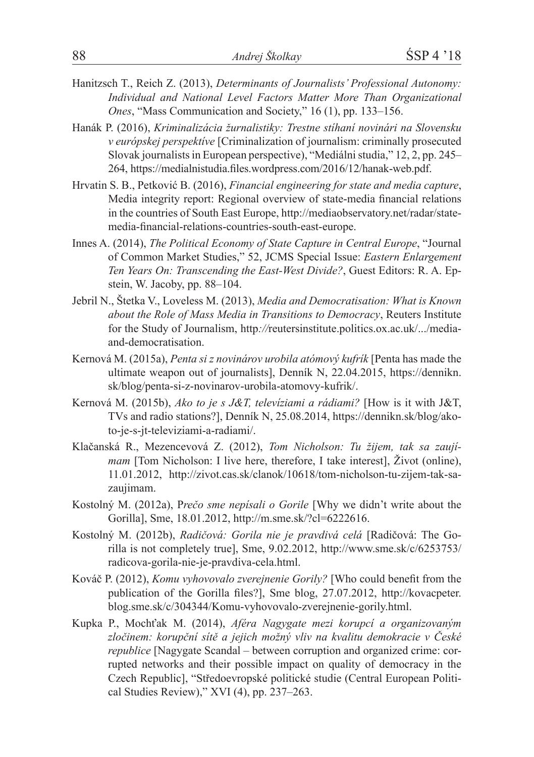Hanitzsch T., Reich Z. (2013), *Determinants of Journalists' Professional Autonomy: Individual and National Level Factors Matter More Than Organizational Ones*, "Mass Communication and Society," 16 (1), pp. 133–156.

Hanák P. (2016), *Kriminalizácia žurnalistiky: Trestne stíhaní novinári na Slovensku v európskej perspektíve* [Criminalization of journalism: criminally prosecuted Slovak journalists in European perspective), "Mediálni studia," 12, 2, pp. 245–264, https://medialnistudia.files.wordpress.com/2016/12/hanak-web.pdf.

Hrvatin S. B., Petković B. (2016), *Financial engineering for state and media capture*, Media integrity report: Regional overview of state-media financial relations in the countries of South East Europe, http://mediaobservatory.net/radar/state-media-financial-relations-countries-south-east-europe.

Innes A. (2014), *The Political Economy of State Capture in Central Europe*, "Journal of Common Market Studies," 52, JCMS Special Issue: *Eastern Enlargement Ten Years On: Transcending the East-West Divide?*, Guest Editors: R. A. Epstein, W. Jacoby, pp. 88–104.

Jebril N., Štetka V., Loveless M. (2013), *Media and Democratisation: What is Known about the Role of Mass Media in Transitions to Democracy*, Reuters Institute for the Study of Journalism, http://reutersinstitute.politics.ox.ac.uk/.../media-and-democratisation.

Kernová M. (2015a), *Penta si z novinárov urobila atómový kufrík* [Penta has made the ultimate weapon out of journalists], Denník N, 22.04.2015, https://dennikn.sk/blog/penta-si-z-novinarov-urobila-atomovy-kufrik/.

Kernová M. (2015b), *Ako to je s J&T, televíziami a rádiami?* [How is it with J&T, TVs and radio stations?], Denník N, 25.08.2014, https://dennikn.sk/blog/ako-to-je-s-jt-televiziami-a-radiami/.

Klačanská R., Mezencevová Z. (2012), *Tom Nicholson: Tu žijem, tak sa zaujímam* [Tom Nicholson: I live here, therefore, I take interest], Život (online), 11.01.2012, http://zivot.cas.sk/clanok/10618/tom-nicholson-tu-zijem-tak-sa-zaujimam.

Kostolný M. (2012a), P*rečo sme nepísali o Gorile* [Why we didn't write about the Gorilla], Sme, 18.01.2012, http://m.sme.sk/?cl=6222616.

Kostolný M. (2012b), *Radičová: Gorila nie je pravdivá celá* [Radičová: The Gorilla is not completely true], Sme, 9.02.2012, http://www.sme.sk/c/6253753/radicova-gorila-nie-je-pravdiva-cela.html.

Kováč P. (2012), *Komu vyhovovalo zverejnenie Gorily?* [Who could benefit from the publication of the Gorilla files?], Sme blog, 27.07.2012, http://kovacpeter.blog.sme.sk/c/304344/Komu-vyhovovalo-zverejnenie-gorily.html.

Kupka P., Mochťak M. (2014), *Aféra Nagygate mezi korupcí a organizovaným zločinem: korupční sítě a jejich možný vliv na kvalitu demokracie v České republice* [Nagygate Scandal – between corruption and organized crime: corrupted networks and their possible impact on quality of democracy in the Czech Republic], "Středoevropské politické studie (Central European Political Studies Review)," XVI (4), pp. 237–263.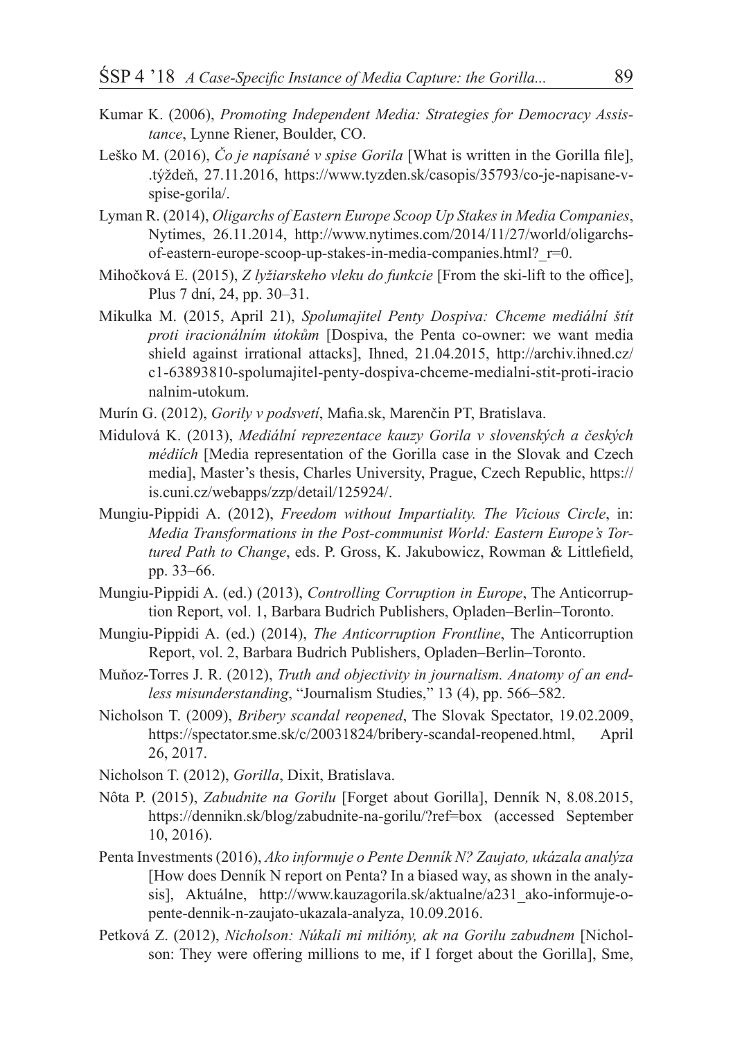Kumar K. (2006), *Promoting Independent Media: Strategies for Democracy Assistance*, Lynne Riener, Boulder, CO.

Leško M. (2016), *Čo je napísané v spise Gorila* [What is written in the Gorilla file], .týždeň, 27.11.2016, https://www.tyzden.sk/casopis/35793/co-je-napisane-v-spise-gorila/.

Lyman R. (2014), *Oligarchs of Eastern Europe Scoop Up Stakes in Media Companies*, Nytimes, 26.11.2014, http://www.nytimes.com/2014/11/27/world/oligarchs-of-eastern-europe-scoop-up-stakes-in-media-companies.html?_r=0.

Mihočková E. (2015), *Z lyžiarskeho vleku do funkcie* [From the ski-lift to the office], Plus 7 dní, 24, pp. 30–31.

Mikulka M. (2015, April 21), *Spolumajitel Penty Dospiva: Chceme mediální štít proti iracionálním útokům* [Dospiva, the Penta co-owner: we want media shield against irrational attacks], Ihned, 21.04.2015, http://archiv.ihned.cz/c1-63893810-spolumajitel-penty-dospiva-chceme-medialni-stit-proti-iracionalnim-utokum.

Murín G. (2012), *Gorily v podsvetí*, Mafia.sk, Marenčin PT, Bratislava.

Midulová K. (2013), *Mediální reprezentace kauzy Gorila v slovenských a českých médiích* [Media representation of the Gorilla case in the Slovak and Czech media], Master's thesis, Charles University, Prague, Czech Republic, https://is.cuni.cz/webapps/zzp/detail/125924/.

Mungiu-Pippidi A. (2012), *Freedom without Impartiality. The Vicious Circle*, in: *Media Transformations in the Post-communist World: Eastern Europe's Tortured Path to Change*, eds. P. Gross, K. Jakubowicz, Rowman & Littlefield, pp. 33–66.

Mungiu-Pippidi A. (ed.) (2013), *Controlling Corruption in Europe*, The Anticorruption Report, vol. 1, Barbara Budrich Publishers, Opladen–Berlin–Toronto.

Mungiu-Pippidi A. (ed.) (2014), *The Anticorruption Frontline*, The Anticorruption Report, vol. 2, Barbara Budrich Publishers, Opladen–Berlin–Toronto.

Muňoz-Torres J. R. (2012), *Truth and objectivity in journalism. Anatomy of an endless misunderstanding*, "Journalism Studies," 13 (4), pp. 566–582.

Nicholson T. (2009), *Bribery scandal reopened*, The Slovak Spectator, 19.02.2009, https://spectator.sme.sk/c/20031824/bribery-scandal-reopened.html, April 26, 2017.

Nicholson T. (2012), *Gorilla*, Dixit, Bratislava.

Nôta P. (2015), *Zabudnite na Gorilu* [Forget about Gorilla], Denník N, 8.08.2015, https://dennikn.sk/blog/zabudnite-na-gorilu/?ref=box (accessed September 10, 2016).

Penta Investments (2016), *Ako informuje o Pente Denník N? Zaujato, ukázala analýza* [How does Denník N report on Penta? In a biased way, as shown in the analysis], Aktuálne, http://www.kauzagorila.sk/aktualne/a231_ako-informuje-o-pente-dennik-n-zaujato-ukazala-analyza, 10.09.2016.

Petková Z. (2012), *Nicholson: Núkali mi milióny, ak na Gorilu zabudnem* [Nicholson: They were offering millions to me, if I forget about the Gorilla], Sme,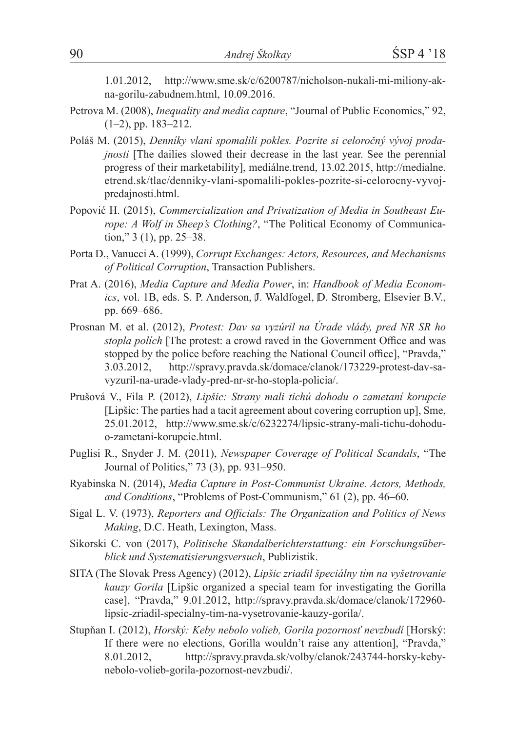1.01.2012, http://www.sme.sk/c/6200787/nicholson-nukali-mi-miliony-akna-gorilu-zabudnem.html, 10.09.2016.

Petrova M. (2008), *Inequality and media capture*, "Journal of Public Economics," 92, (1–2), pp. 183–212.

Poláš M. (2015), *Denníky vlani spomalili pokles. Pozrite si celoročný vývoj predajnosti* [The dailies slowed their decrease in the last year. See the perennial progress of their marketability], mediálne.trend, 13.02.2015, http://medialne.etrend.sk/tlac/denniky-vlani-spomalili-pokles-pozrite-si-celorocny-vyvoj-predajnosti.html.

Popović H. (2015), *Commercialization and Privatization of Media in Southeast Europe: A Wolf in Sheep's Clothing?*, "The Political Economy of Communication," 3 (1), pp. 25–38.

Porta D., Vanucci A. (1999), *Corrupt Exchanges: Actors, Resources, and Mechanisms of Political Corruption*, Transaction Publishers.

Prat A. (2016), *Media Capture and Media Power*, in: *Handbook of Media Economics*, vol. 1B, eds. S. P. Anderson, J. Waldfogel, D. Stromberg, Elsevier B.V., pp. 669–686.

Prosnan M. et al. (2012), *Protest: Dav sa vyzúril na Úrade vlády, pred NR SR ho stopla polích* [The protest: a crowd raved in the Government Office and was stopped by the police before reaching the National Council office], "Pravda," 3.03.2012, http://spravy.pravda.sk/domace/clanok/173229-protest-dav-sa-vyzuril-na-urade-vlady-pred-nr-sr-ho-stopla-policia/.

Prušová V., Fila P. (2012), *Lipšic: Strany mali tichú dohodu o zametaní korupcie* [Lipšic: The parties had a tacit agreement about covering corruption up], Sme, 25.01.2012, http://www.sme.sk/c/6232274/lipsic-strany-mali-tichu-dohodu-o-zametani-korupcie.html.

Puglisi R., Snyder J. M. (2011), *Newspaper Coverage of Political Scandals*, "The Journal of Politics," 73 (3), pp. 931–950.

Ryabinska N. (2014), *Media Capture in Post-Communist Ukraine. Actors, Methods, and Conditions*, "Problems of Post-Communism," 61 (2), pp. 46–60.

Sigal L. V. (1973), *Reporters and Officials: The Organization and Politics of News Making*, D.C. Heath, Lexington, Mass.

Sikorski C. von (2017), *Politische Skandalberichterstattung: ein Forschungsüberblick und Systematisierungsversuch*, Publizistik.

SITA (The Slovak Press Agency) (2012), *Lipšic zriadil špeciálny tím na vyšetrovanie kauzy Gorila* [Lipšic organized a special team for investigating the Gorilla case], "Pravda," 9.01.2012, http://spravy.pravda.sk/domace/clanok/172960-lipsic-zriadil-specialny-tim-na-vysetrovanie-kauzy-gorila/.

Stupňan I. (2012), *Horský: Keby nebolo volieb, Gorila pozornosť nevzbudí* [Horský: If there were no elections, Gorilla wouldn't raise any attention], "Pravda," 8.01.2012, http://spravy.pravda.sk/volby/clanok/243744-horsky-keby-nebolo-volieb-gorila-pozornost-nevzbudi/.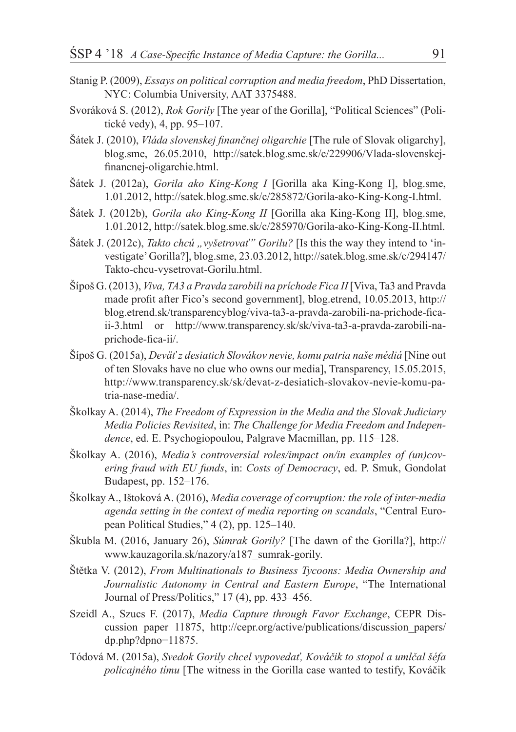Stanig P. (2009), *Essays on political corruption and media freedom*, PhD Dissertation, NYC: Columbia University, AAT 3375488.

Svoráková S. (2012), *Rok Gorily* [The year of the Gorilla], "Political Sciences" (Politické vedy), 4, pp. 95–107.

Šátek J. (2010), *Vláda slovenskej finančnej oligarchie* [The rule of Slovak oligarchy], blog.sme, 26.05.2010, http://satek.blog.sme.sk/c/229906/Vlada-slovenskej-financnej-oligarchie.html.

Šátek J. (2012a), *Gorila ako King-Kong I* [Gorilla aka King-Kong I], blog.sme, 1.01.2012, http://satek.blog.sme.sk/c/285872/Gorila-ako-King-Kong-I.html.

Šátek J. (2012b), *Gorila ako King-Kong II* [Gorilla aka King-Kong II], blog.sme, 1.01.2012, http://satek.blog.sme.sk/c/285970/Gorila-ako-King-Kong-II.html.

Šátek J. (2012c), *Takto chcú „vyšetrovať" Gorilu?* [Is this the way they intend to 'investigate' Gorilla?], blog.sme, 23.03.2012, http://satek.blog.sme.sk/c/294147/Takto-chcu-vysetrovat-Gorilu.html.

Šípoš G. (2013), *Viva, TA3 a Pravda zarobili na príchode Fica II* [Viva, Ta3 and Pravda made profit after Fico's second government], blog.etrend, 10.05.2013, http://blog.etrend.sk/transparencyblog/viva-ta3-a-pravda-zarobili-na-prichode-fica-ii-3.html or http://www.transparency.sk/sk/viva-ta3-a-pravda-zarobili-na-prichode-fica-ii/.

Šípoš G. (2015a), *Deväť z desiatich Slovákov nevie, komu patria naše médiá* [Nine out of ten Slovaks have no clue who owns our media], Transparency, 15.05.2015, http://www.transparency.sk/sk/devat-z-desiatich-slovakov-nevie-komu-patria-nase-media/.

Školkay A. (2014), *The Freedom of Expression in the Media and the Slovak Judiciary Media Policies Revisited*, in: *The Challenge for Media Freedom and Independence*, ed. E. Psychogiopoulou, Palgrave Macmillan, pp. 115–128.

Školkay A. (2016), *Media's controversial roles/impact on/in examples of (un)covering fraud with EU funds*, in: *Costs of Democracy*, ed. P. Smuk, Gondolat Budapest, pp. 152–176.

Školkay A., Ištoková A. (2016), *Media coverage of corruption: the role of inter-media agenda setting in the context of media reporting on scandals*, "Central European Political Studies," 4 (2), pp. 125–140.

Škubla M. (2016, January 26), *Súmrak Gorily?* [The dawn of the Gorilla?], http://www.kauzagorila.sk/nazory/a187_sumrak-gorily.

Štětka V. (2012), *From Multinationals to Business Tycoons: Media Ownership and Journalistic Autonomy in Central and Eastern Europe*, "The International Journal of Press/Politics," 17 (4), pp. 433–456.

Szeidl A., Szucs F. (2017), *Media Capture through Favor Exchange*, CEPR Discussion paper 11875, http://cepr.org/active/publications/discussion_papers/dp.php?dpno=11875.

Tódová M. (2015a), *Svedok Gorily chcel vypovedať, Kováčik to stopol a umlčal šéfa policajného tímu* [The witness in the Gorilla case wanted to testify, Kováčik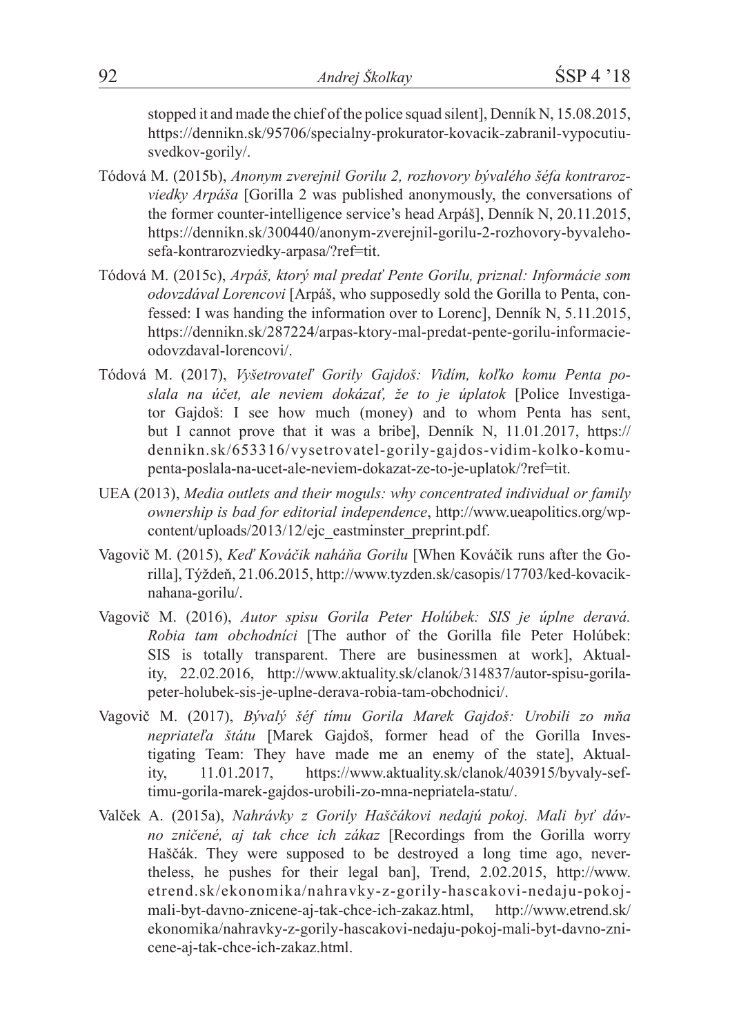stopped it and made the chief of the police squad silent], Denník N, 15.08.2015, https://dennikn.sk/95706/specialny-prokurator-kovacik-zabranil-vypocutiu-svedkov-gorily/.

Tódová M. (2015b), *Anonym zverejnil Gorilu 2, rozhovory bývalého šéfa kontrarozviedky Arpáša* [Gorilla 2 was published anonymously, the conversations of the former counter-intelligence service's head Arpáš], Denník N, 20.11.2015, https://dennikn.sk/300440/anonym-zverejnil-gorilu-2-rozhovory-byvaleho-sefa-kontrarozviedky-arpasa/?ref=tit.

Tódová M. (2015c), *Arpáš, ktorý mal predať Pente Gorilu, priznal: Informácie som odovzdával Lorencovi* [Arpáš, who supposedly sold the Gorilla to Penta, confessed: I was handing the information over to Lorenc], Denník N, 5.11.2015, https://dennikn.sk/287224/arpas-ktory-mal-predat-pente-gorilu-informacie-odovzdaval-lorencovi/.

Tódová M. (2017), *Vyšetrovateľ Gorily Gajdoš: Vidím, koľko komu Penta poslala na účet, ale neviem dokázať, že to je úplatok* [Police Investigator Gajdoš: I see how much (money) and to whom Penta has sent, but I cannot prove that it was a bribe], Denník N, 11.01.2017, https://dennikn.sk/653316/vysetrovatel-gorily-gajdos-vidim-kolko-komu-penta-poslala-na-ucet-ale-neviem-dokazat-ze-to-je-uplatok/?ref=tit.

UEA (2013), *Media outlets and their moguls: why concentrated individual or family ownership is bad for editorial independence*, http://www.ueapolitics.org/wp-content/uploads/2013/12/ejc_eastminster_preprint.pdf.

Vagovič M. (2015), *Keď Kováčik naháňa Gorilu* [When Kováčik runs after the Gorilla], Týždeň, 21.06.2015, http://www.tyzden.sk/casopis/17703/ked-kovacik-nahana-gorilu/.

Vagovič M. (2016), *Autor spisu Gorila Peter Holúbek: SIS je úplne deravá. Robia tam obchodníci* [The author of the Gorilla file Peter Holúbek: SIS is totally transparent. There are businessmen at work], Aktuality, 22.02.2016, http://www.aktuality.sk/clanok/314837/autor-spisu-gorila-peter-holubek-sis-je-uplne-derava-robia-tam-obchodnici/.

Vagovič M. (2017), *Bývalý šéf tímu Gorila Marek Gajdoš: Urobili zo mňa nepriateľa štátu* [Marek Gajdoš, former head of the Gorilla Investigating Team: They have made me an enemy of the state], Aktuality, 11.01.2017, https://www.aktuality.sk/clanok/403915/byvaly-sef-timu-gorila-marek-gajdos-urobili-zo-mna-nepriatela-statu/.

Valček A. (2015a), *Nahrávky z Gorily Haščákovi nedajú pokoj. Mali byť dávno zničené, aj tak chce ich zákaz* [Recordings from the Gorilla worry Haščák. They were supposed to be destroyed a long time ago, nevertheless, he pushes for their legal ban], Trend, 2.02.2015, http://www.etrend.sk/ekonomika/nahravky-z-gorily-hascakovi-nedaju-pokoj-mali-byt-davno-znicene-aj-tak-chce-ich-zakaz.html, http://www.etrend.sk/ekonomika/nahravky-z-gorily-hascakovi-nedaju-pokoj-mali-byt-davno-znicene-aj-tak-chce-ich-zakaz.html.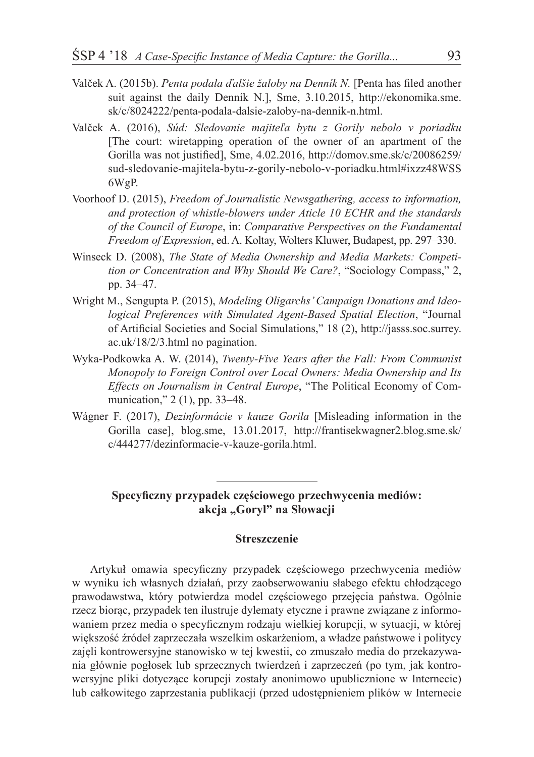Valček A. (2015b). *Penta podala ďalšie žaloby na Denník N.* [Penta has filed another suit against the daily Denník N.], Sme, 3.10.2015, http://ekonomika.sme.sk/c/8024222/penta-podala-dalsie-zaloby-na-dennik-n.html.

Valček A. (2016), *Súd: Sledovanie majiteľa bytu z Gorily nebolo v poriadku* [The court: wiretapping operation of the owner of an apartment of the Gorilla was not justified], Sme, 4.02.2016, http://domov.sme.sk/c/20086259/sud-sledovanie-majitela-bytu-z-gorily-nebolo-v-poriadku.html#ixzz48WSS6WgP.

Voorhoof D. (2015), *Freedom of Journalistic Newsgathering, access to information, and protection of whistle-blowers under Aticle 10 ECHR and the standards of the Council of Europe*, in: *Comparative Perspectives on the Fundamental Freedom of Expression*, ed. A. Koltay, Wolters Kluwer, Budapest, pp. 297–330.

Winseck D. (2008), *The State of Media Ownership and Media Markets: Competition or Concentration and Why Should We Care?*, "Sociology Compass," 2, pp. 34–47.

Wright M., Sengupta P. (2015), *Modeling Oligarchs' Campaign Donations and Ideological Preferences with Simulated Agent-Based Spatial Election*, "Journal of Artificial Societies and Social Simulations," 18 (2), http://jasss.soc.surrey.ac.uk/18/2/3.html no pagination.

Wyka-Podkowka A. W. (2014), *Twenty-Five Years after the Fall: From Communist Monopoly to Foreign Control over Local Owners: Media Ownership and Its Effects on Journalism in Central Europe*, "The Political Economy of Communication," 2 (1), pp. 33–48.

Wágner F. (2017), *Dezinformácie v kauze Gorila* [Misleading information in the Gorilla case], blog.sme, 13.01.2017, http://frantisekwagner2.blog.sme.sk/c/444277/dezinformacie-v-kauze-gorila.html.

---

## Specyficzny przypadek częściowego przechwycenia mediów: akcja „Goryl" na Słowacji

### Streszczenie

Artykuł omawia specyficzny przypadek częściowego przechwycenia mediów w wyniku ich własnych działań, przy zaobserwowaniu słabego efektu chłodzącego prawodawstwa, który potwierdza model częściowego przejęcia państwa. Ogólnie rzecz biorąc, przypadek ten ilustruje dylematy etyczne i prawne związane z informowaniem przez media o specyficznym rodzaju wielkiej korupcji, w sytuacji, w której większość źródeł zaprzeczała wszelkim oskarżeniom, a władze państwowe i politycy zajęli kontrowersyjne stanowisko w tej kwestii, co zmuszało media do przekazywania głównie pogłosek lub sprzecznych twierdzeń i zaprzeczeń (po tym, jak kontrowersyjne pliki dotyczące korupcji zostały anonimowo upublicznione w Internecie) lub całkowitego zaprzestania publikacji (przed udostępnieniem plików w Internecie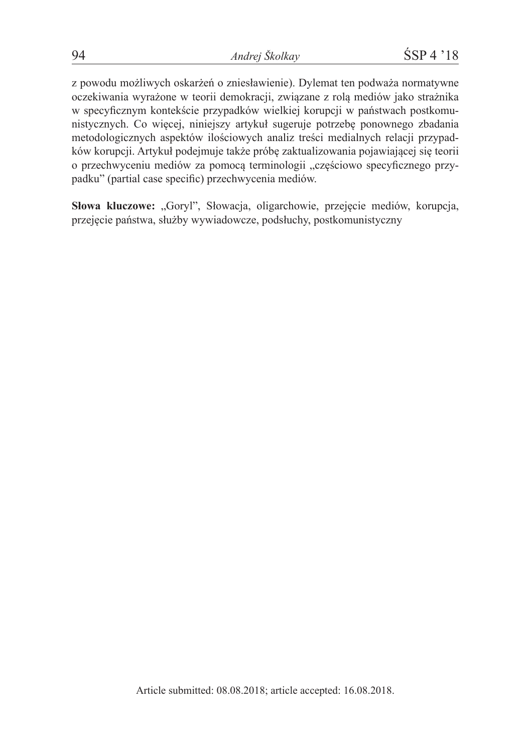z powodu możliwych oskarżeń o zniesławienie). Dylemat ten podważa normatywne oczekiwania wyrażone w teorii demokracji, związane z rolą mediów jako strażnika w specyficznym kontekście przypadków wielkiej korupcji w państwach postkomunistycznych. Co więcej, niniejszy artykuł sugeruje potrzebę ponownego zbadania metodologicznych aspektów ilościowych analiz treści medialnych relacji przypadków korupcji. Artykuł podejmuje także próbę zaktualizowania pojawiającej się teorii o przechwyceniu mediów za pomocą terminologii „częściowo specyficznego przypadku" (partial case specific) przechwycenia mediów.

**Słowa kluczowe:** „Goryl", Słowacja, oligarchowie, przejęcie mediów, korupcja, przejęcie państwa, służby wywiadowcze, podsłuchy, postkomunistyczny

Article submitted: 08.08.2018; article accepted: 16.08.2018.